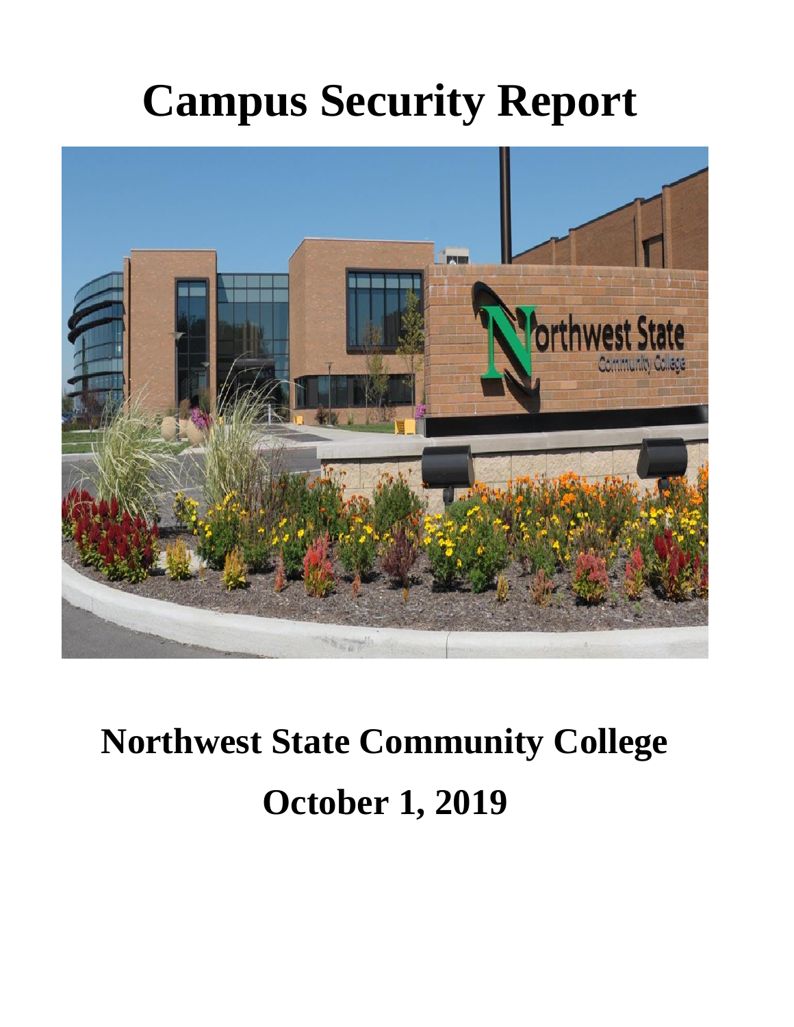# Campus Security Report

# Northwest State Community College

# October 1, 2019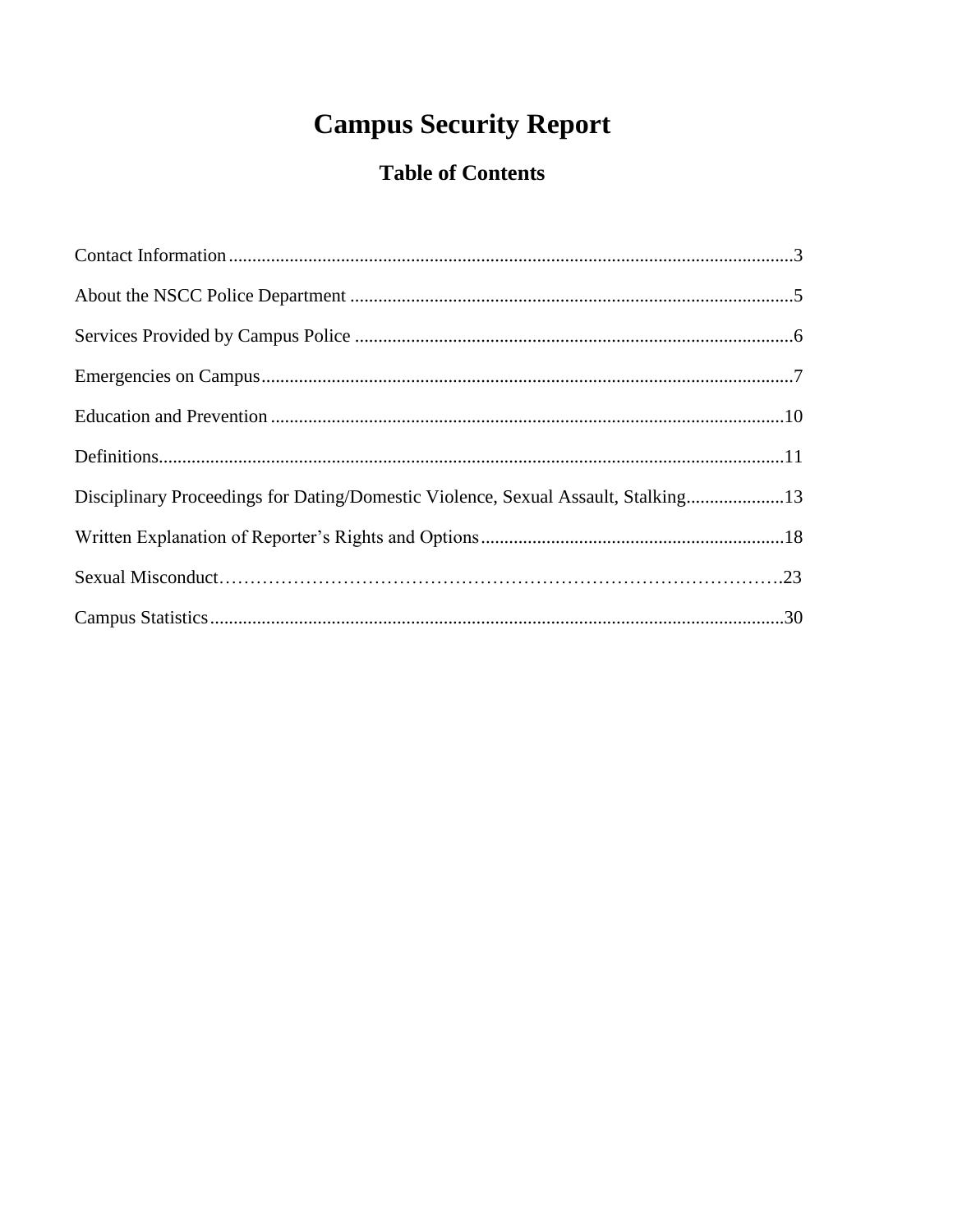# Campus Security Report

## Table of Contents

Contact Information........................................................................................................................3

About the NSCC Police Department ..............................................................................................5

Services Provided by Campus Police .............................................................................................6

Emergencies on Campus.................................................................................................................7

Education and Prevention .............................................................................................................10

Definitions.....................................................................................................................................11

Disciplinary Proceedings for Dating/Domestic Violence, Sexual Assault, Stalking.....................13

Written Explanation of Reporter's Rights and Options.................................................................18

Sexual Misconduct……………………………………………………………………………….23

Campus Statistics..........................................................................................................................30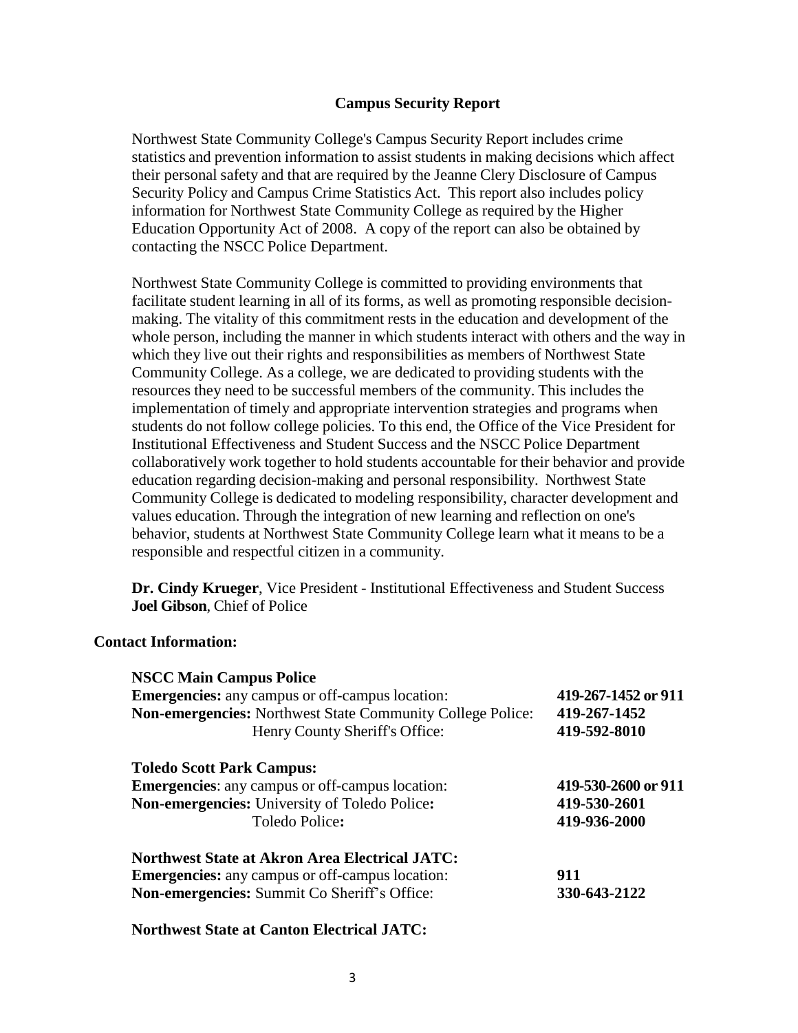## Campus Security Report

Northwest State Community College's Campus Security Report includes crime statistics and prevention information to assist students in making decisions which affect their personal safety and that are required by the Jeanne Clery Disclosure of Campus Security Policy and Campus Crime Statistics Act. This report also includes policy information for Northwest State Community College as required by the Higher Education Opportunity Act of 2008. A copy of the report can also be obtained by contacting the NSCC Police Department.

Northwest State Community College is committed to providing environments that facilitate student learning in all of its forms, as well as promoting responsible decision-making. The vitality of this commitment rests in the education and development of the whole person, including the manner in which students interact with others and the way in which they live out their rights and responsibilities as members of Northwest State Community College. As a college, we are dedicated to providing students with the resources they need to be successful members of the community. This includes the implementation of timely and appropriate intervention strategies and programs when students do not follow college policies. To this end, the Office of the Vice President for Institutional Effectiveness and Student Success and the NSCC Police Department collaboratively work together to hold students accountable for their behavior and provide education regarding decision-making and personal responsibility. Northwest State Community College is dedicated to modeling responsibility, character development and values education. Through the integration of new learning and reflection on one's behavior, students at Northwest State Community College learn what it means to be a responsible and respectful citizen in a community.

**Dr. Cindy Krueger**, Vice President - Institutional Effectiveness and Student Success
**Joel Gibson**, Chief of Police

### Contact Information:

**NSCC Main Campus Police**

| | |
|---|---|
| **Emergencies:** any campus or off-campus location: | **419-267-1452 or 911** |
| **Non-emergencies:** Northwest State Community College Police: | **419-267-1452** |
| Henry County Sheriff's Office: | **419-592-8010** |

**Toledo Scott Park Campus:**

| | |
|---|---|
| **Emergencies**: any campus or off-campus location: | **419-530-2600 or 911** |
| **Non-emergencies:** University of Toledo Police**:** | **419-530-2601** |
| Toledo Police**:** | **419-936-2000** |

**Northwest State at Akron Area Electrical JATC:**

| | |
|---|---|
| **Emergencies:** any campus or off-campus location: | **911** |
| **Non-emergencies:** Summit Co Sheriff's Office: | **330-643-2122** |

**Northwest State at Canton Electrical JATC:**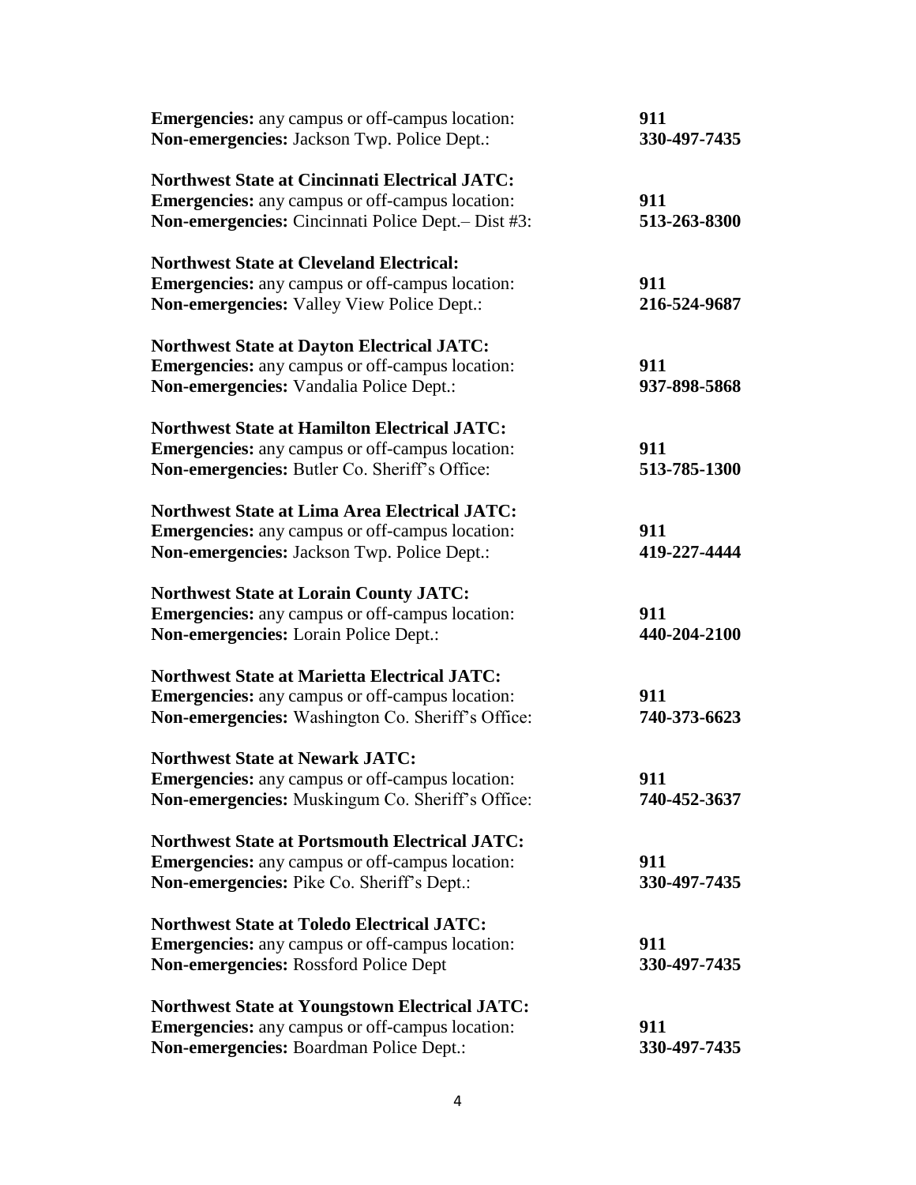**Emergencies:** any campus or off-campus location: **911**
**Non-emergencies:** Jackson Twp. Police Dept.: **330-497-7435**

**Northwest State at Cincinnati Electrical JATC:**
**Emergencies:** any campus or off-campus location: **911**
**Non-emergencies:** Cincinnati Police Dept.– Dist #3: **513-263-8300**

**Northwest State at Cleveland Electrical:**
**Emergencies:** any campus or off-campus location: **911**
**Non-emergencies:** Valley View Police Dept.: **216-524-9687**

**Northwest State at Dayton Electrical JATC:**
**Emergencies:** any campus or off-campus location: **911**
**Non-emergencies:** Vandalia Police Dept.: **937-898-5868**

**Northwest State at Hamilton Electrical JATC:**
**Emergencies:** any campus or off-campus location: **911**
**Non-emergencies:** Butler Co. Sheriff's Office: **513-785-1300**

**Northwest State at Lima Area Electrical JATC:**
**Emergencies:** any campus or off-campus location: **911**
**Non-emergencies:** Jackson Twp. Police Dept.: **419-227-4444**

**Northwest State at Lorain County JATC:**
**Emergencies:** any campus or off-campus location: **911**
**Non-emergencies:** Lorain Police Dept.: **440-204-2100**

**Northwest State at Marietta Electrical JATC:**
**Emergencies:** any campus or off-campus location: **911**
**Non-emergencies:** Washington Co. Sheriff's Office: **740-373-6623**

**Northwest State at Newark JATC:**
**Emergencies:** any campus or off-campus location: **911**
**Non-emergencies:** Muskingum Co. Sheriff's Office: **740-452-3637**

**Northwest State at Portsmouth Electrical JATC:**
**Emergencies:** any campus or off-campus location: **911**
**Non-emergencies:** Pike Co. Sheriff's Dept.: **330-497-7435**

**Northwest State at Toledo Electrical JATC:**
**Emergencies:** any campus or off-campus location: **911**
**Non-emergencies:** Rossford Police Dept **330-497-7435**

**Northwest State at Youngstown Electrical JATC:**
**Emergencies:** any campus or off-campus location: **911**
**Non-emergencies:** Boardman Police Dept.: **330-497-7435**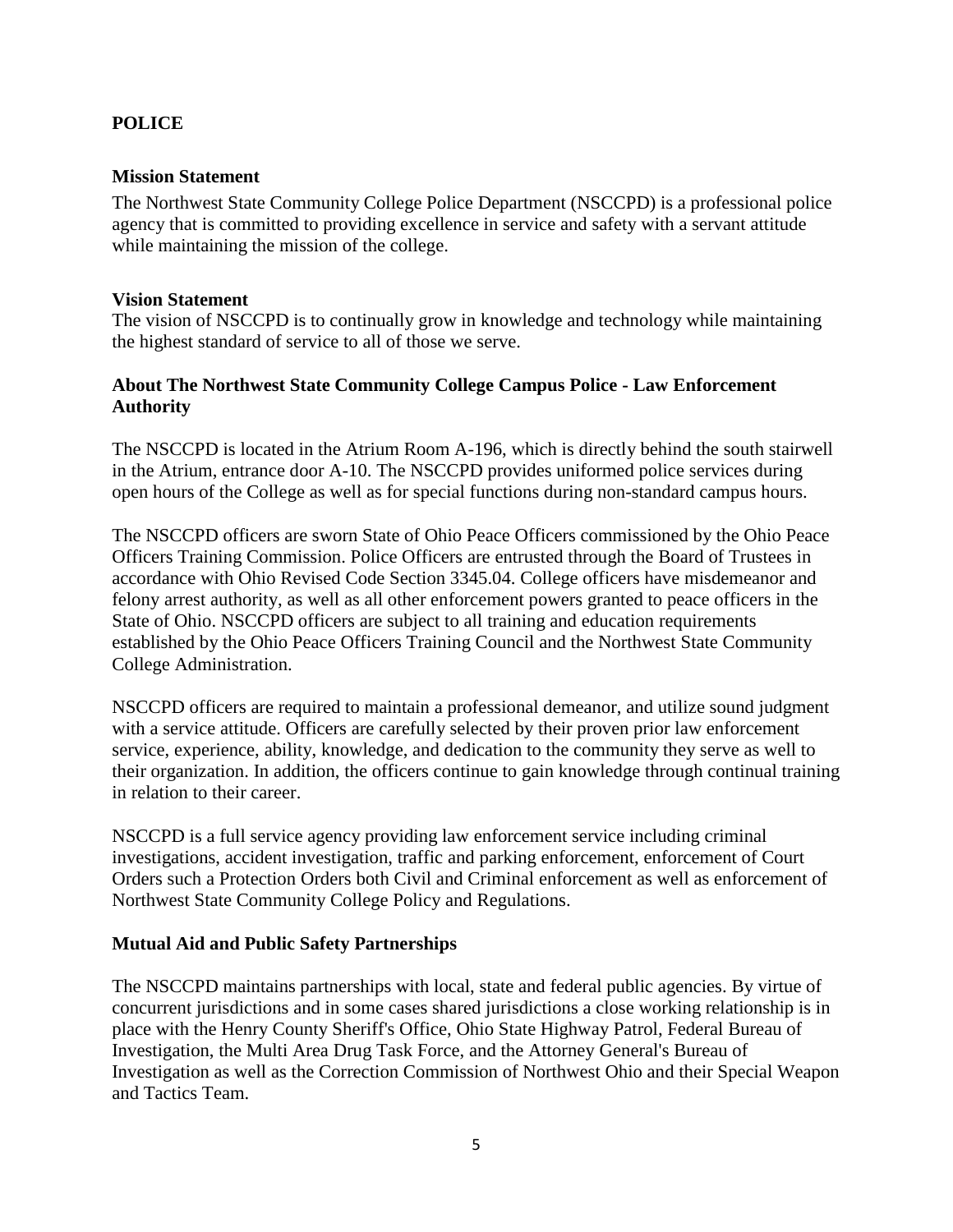## POLICE

### Mission Statement

The Northwest State Community College Police Department (NSCCPD) is a professional police agency that is committed to providing excellence in service and safety with a servant attitude while maintaining the mission of the college.

### Vision Statement

The vision of NSCCPD is to continually grow in knowledge and technology while maintaining the highest standard of service to all of those we serve.

### About The Northwest State Community College Campus Police - Law Enforcement Authority

The NSCCPD is located in the Atrium Room A-196, which is directly behind the south stairwell in the Atrium, entrance door A-10. The NSCCPD provides uniformed police services during open hours of the College as well as for special functions during non-standard campus hours.

The NSCCPD officers are sworn State of Ohio Peace Officers commissioned by the Ohio Peace Officers Training Commission. Police Officers are entrusted through the Board of Trustees in accordance with Ohio Revised Code Section 3345.04. College officers have misdemeanor and felony arrest authority, as well as all other enforcement powers granted to peace officers in the State of Ohio. NSCCPD officers are subject to all training and education requirements established by the Ohio Peace Officers Training Council and the Northwest State Community College Administration.

NSCCPD officers are required to maintain a professional demeanor, and utilize sound judgment with a service attitude. Officers are carefully selected by their proven prior law enforcement service, experience, ability, knowledge, and dedication to the community they serve as well to their organization. In addition, the officers continue to gain knowledge through continual training in relation to their career.

NSCCPD is a full service agency providing law enforcement service including criminal investigations, accident investigation, traffic and parking enforcement, enforcement of Court Orders such a Protection Orders both Civil and Criminal enforcement as well as enforcement of Northwest State Community College Policy and Regulations.

### Mutual Aid and Public Safety Partnerships

The NSCCPD maintains partnerships with local, state and federal public agencies. By virtue of concurrent jurisdictions and in some cases shared jurisdictions a close working relationship is in place with the Henry County Sheriff's Office, Ohio State Highway Patrol, Federal Bureau of Investigation, the Multi Area Drug Task Force, and the Attorney General's Bureau of Investigation as well as the Correction Commission of Northwest Ohio and their Special Weapon and Tactics Team.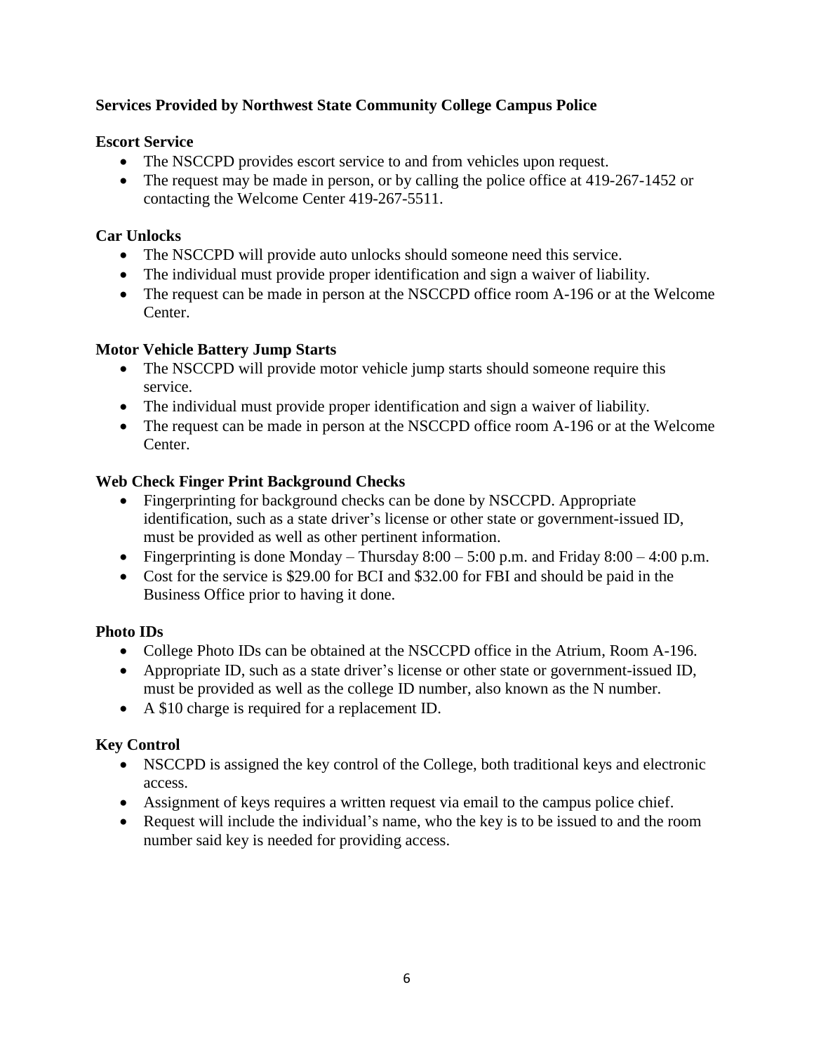**Services Provided by Northwest State Community College Campus Police**

**Escort Service**

- The NSCCPD provides escort service to and from vehicles upon request.
- The request may be made in person, or by calling the police office at 419-267-1452 or contacting the Welcome Center 419-267-5511.

**Car Unlocks**

- The NSCCPD will provide auto unlocks should someone need this service.
- The individual must provide proper identification and sign a waiver of liability.
- The request can be made in person at the NSCCPD office room A-196 or at the Welcome Center.

**Motor Vehicle Battery Jump Starts**

- The NSCCPD will provide motor vehicle jump starts should someone require this service.
- The individual must provide proper identification and sign a waiver of liability.
- The request can be made in person at the NSCCPD office room A-196 or at the Welcome Center.

**Web Check Finger Print Background Checks**

- Fingerprinting for background checks can be done by NSCCPD. Appropriate identification, such as a state driver's license or other state or government-issued ID, must be provided as well as other pertinent information.
- Fingerprinting is done Monday – Thursday 8:00 – 5:00 p.m. and Friday 8:00 – 4:00 p.m.
- Cost for the service is $29.00 for BCI and $32.00 for FBI and should be paid in the Business Office prior to having it done.

**Photo IDs**

- College Photo IDs can be obtained at the NSCCPD office in the Atrium, Room A-196.
- Appropriate ID, such as a state driver's license or other state or government-issued ID, must be provided as well as the college ID number, also known as the N number.
- A $10 charge is required for a replacement ID.

**Key Control**

- NSCCPD is assigned the key control of the College, both traditional keys and electronic access.
- Assignment of keys requires a written request via email to the campus police chief.
- Request will include the individual's name, who the key is to be issued to and the room number said key is needed for providing access.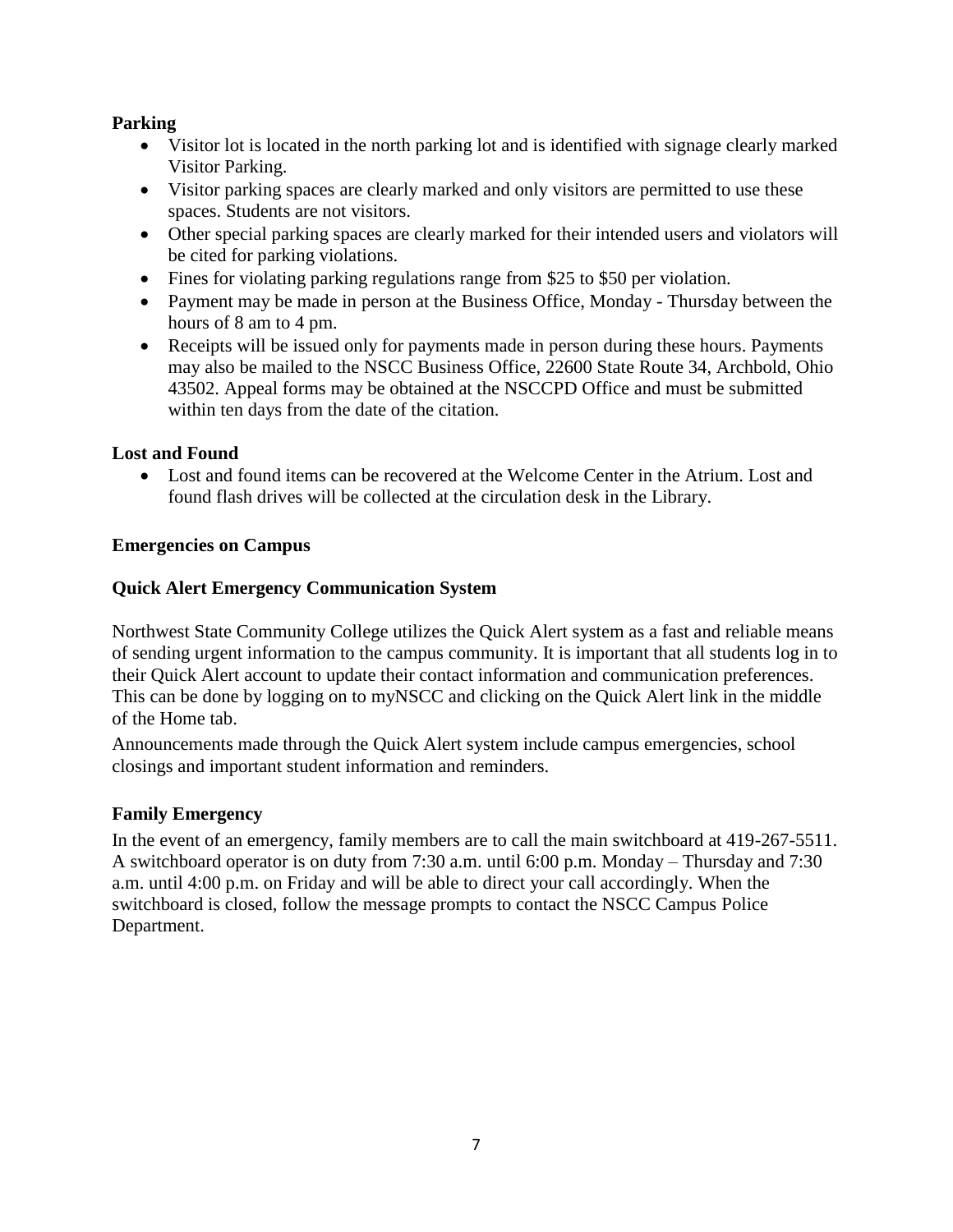## Parking

- Visitor lot is located in the north parking lot and is identified with signage clearly marked Visitor Parking.
- Visitor parking spaces are clearly marked and only visitors are permitted to use these spaces. Students are not visitors.
- Other special parking spaces are clearly marked for their intended users and violators will be cited for parking violations.
- Fines for violating parking regulations range from $25 to $50 per violation.
- Payment may be made in person at the Business Office, Monday - Thursday between the hours of 8 am to 4 pm.
- Receipts will be issued only for payments made in person during these hours. Payments may also be mailed to the NSCC Business Office, 22600 State Route 34, Archbold, Ohio 43502. Appeal forms may be obtained at the NSCCPD Office and must be submitted within ten days from the date of the citation.

## Lost and Found

- Lost and found items can be recovered at the Welcome Center in the Atrium. Lost and found flash drives will be collected at the circulation desk in the Library.

## Emergencies on Campus

### Quick Alert Emergency Communication System

Northwest State Community College utilizes the Quick Alert system as a fast and reliable means of sending urgent information to the campus community. It is important that all students log in to their Quick Alert account to update their contact information and communication preferences. This can be done by logging on to myNSCC and clicking on the Quick Alert link in the middle of the Home tab.

Announcements made through the Quick Alert system include campus emergencies, school closings and important student information and reminders.

### Family Emergency

In the event of an emergency, family members are to call the main switchboard at 419-267-5511. A switchboard operator is on duty from 7:30 a.m. until 6:00 p.m. Monday – Thursday and 7:30 a.m. until 4:00 p.m. on Friday and will be able to direct your call accordingly. When the switchboard is closed, follow the message prompts to contact the NSCC Campus Police Department.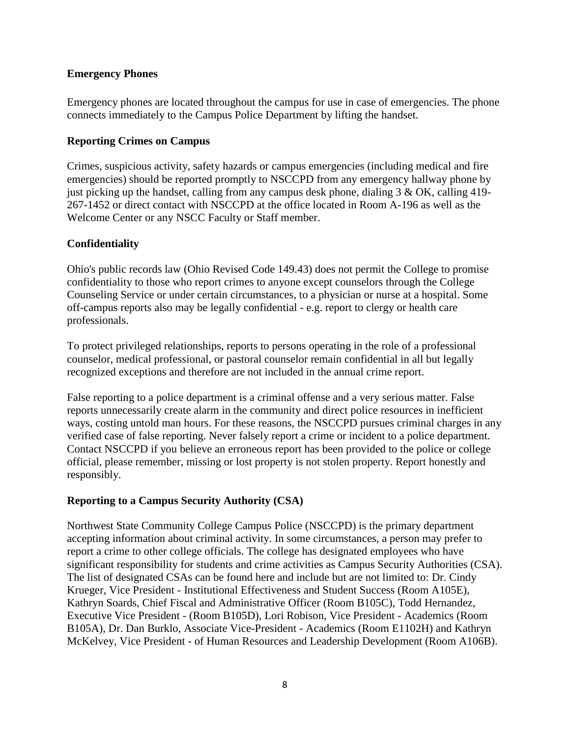## Emergency Phones

Emergency phones are located throughout the campus for use in case of emergencies. The phone connects immediately to the Campus Police Department by lifting the handset.

## Reporting Crimes on Campus

Crimes, suspicious activity, safety hazards or campus emergencies (including medical and fire emergencies) should be reported promptly to NSCCPD from any emergency hallway phone by just picking up the handset, calling from any campus desk phone, dialing 3 & OK, calling 419-267-1452 or direct contact with NSCCPD at the office located in Room A-196 as well as the Welcome Center or any NSCC Faculty or Staff member.

## Confidentiality

Ohio's public records law (Ohio Revised Code 149.43) does not permit the College to promise confidentiality to those who report crimes to anyone except counselors through the College Counseling Service or under certain circumstances, to a physician or nurse at a hospital. Some off-campus reports also may be legally confidential - e.g. report to clergy or health care professionals.

To protect privileged relationships, reports to persons operating in the role of a professional counselor, medical professional, or pastoral counselor remain confidential in all but legally recognized exceptions and therefore are not included in the annual crime report.

False reporting to a police department is a criminal offense and a very serious matter. False reports unnecessarily create alarm in the community and direct police resources in inefficient ways, costing untold man hours. For these reasons, the NSCCPD pursues criminal charges in any verified case of false reporting. Never falsely report a crime or incident to a police department. Contact NSCCPD if you believe an erroneous report has been provided to the police or college official, please remember, missing or lost property is not stolen property. Report honestly and responsibly.

## Reporting to a Campus Security Authority (CSA)

Northwest State Community College Campus Police (NSCCPD) is the primary department accepting information about criminal activity. In some circumstances, a person may prefer to report a crime to other college officials. The college has designated employees who have significant responsibility for students and crime activities as Campus Security Authorities (CSA). The list of designated CSAs can be found here and include but are not limited to: Dr. Cindy Krueger, Vice President - Institutional Effectiveness and Student Success (Room A105E), Kathryn Soards, Chief Fiscal and Administrative Officer (Room B105C), Todd Hernandez, Executive Vice President - (Room B105D), Lori Robison, Vice President - Academics (Room B105A), Dr. Dan Burklo, Associate Vice-President - Academics (Room E1102H) and Kathryn McKelvey, Vice President - of Human Resources and Leadership Development (Room A106B).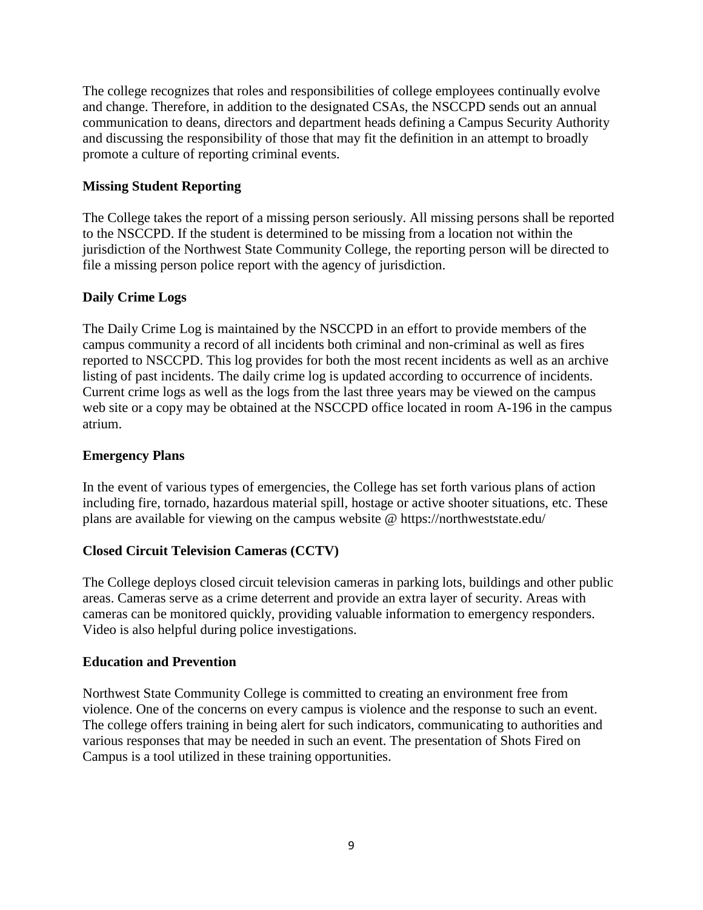The college recognizes that roles and responsibilities of college employees continually evolve and change. Therefore, in addition to the designated CSAs, the NSCCPD sends out an annual communication to deans, directors and department heads defining a Campus Security Authority and discussing the responsibility of those that may fit the definition in an attempt to broadly promote a culture of reporting criminal events.

**Missing Student Reporting**

The College takes the report of a missing person seriously. All missing persons shall be reported to the NSCCPD. If the student is determined to be missing from a location not within the jurisdiction of the Northwest State Community College, the reporting person will be directed to file a missing person police report with the agency of jurisdiction.

**Daily Crime Logs**

The Daily Crime Log is maintained by the NSCCPD in an effort to provide members of the campus community a record of all incidents both criminal and non-criminal as well as fires reported to NSCCPD. This log provides for both the most recent incidents as well as an archive listing of past incidents. The daily crime log is updated according to occurrence of incidents. Current crime logs as well as the logs from the last three years may be viewed on the campus web site or a copy may be obtained at the NSCCPD office located in room A-196 in the campus atrium.

**Emergency Plans**

In the event of various types of emergencies, the College has set forth various plans of action including fire, tornado, hazardous material spill, hostage or active shooter situations, etc. These plans are available for viewing on the campus website @ https://northweststate.edu/

**Closed Circuit Television Cameras (CCTV)**

The College deploys closed circuit television cameras in parking lots, buildings and other public areas. Cameras serve as a crime deterrent and provide an extra layer of security. Areas with cameras can be monitored quickly, providing valuable information to emergency responders. Video is also helpful during police investigations.

**Education and Prevention**

Northwest State Community College is committed to creating an environment free from violence. One of the concerns on every campus is violence and the response to such an event. The college offers training in being alert for such indicators, communicating to authorities and various responses that may be needed in such an event. The presentation of Shots Fired on Campus is a tool utilized in these training opportunities.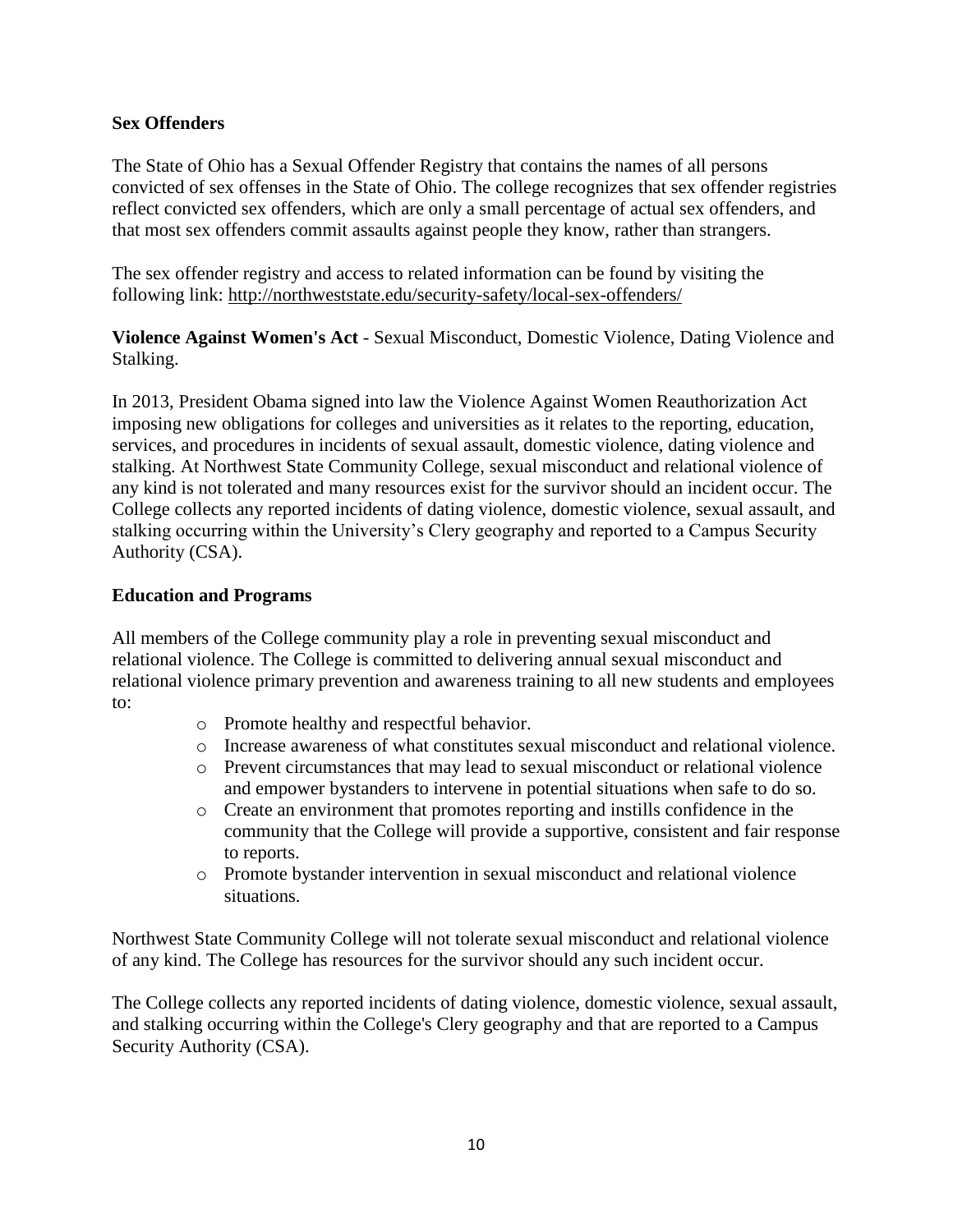**Sex Offenders**

The State of Ohio has a Sexual Offender Registry that contains the names of all persons convicted of sex offenses in the State of Ohio. The college recognizes that sex offender registries reflect convicted sex offenders, which are only a small percentage of actual sex offenders, and that most sex offenders commit assaults against people they know, rather than strangers.

The sex offender registry and access to related information can be found by visiting the following link: http://northweststate.edu/security-safety/local-sex-offenders/

**Violence Against Women's Act** - Sexual Misconduct, Domestic Violence, Dating Violence and Stalking.

In 2013, President Obama signed into law the Violence Against Women Reauthorization Act imposing new obligations for colleges and universities as it relates to the reporting, education, services, and procedures in incidents of sexual assault, domestic violence, dating violence and stalking. At Northwest State Community College, sexual misconduct and relational violence of any kind is not tolerated and many resources exist for the survivor should an incident occur. The College collects any reported incidents of dating violence, domestic violence, sexual assault, and stalking occurring within the University's Clery geography and reported to a Campus Security Authority (CSA).

**Education and Programs**

All members of the College community play a role in preventing sexual misconduct and relational violence. The College is committed to delivering annual sexual misconduct and relational violence primary prevention and awareness training to all new students and employees to:

- Promote healthy and respectful behavior.
- Increase awareness of what constitutes sexual misconduct and relational violence.
- Prevent circumstances that may lead to sexual misconduct or relational violence and empower bystanders to intervene in potential situations when safe to do so.
- Create an environment that promotes reporting and instills confidence in the community that the College will provide a supportive, consistent and fair response to reports.
- Promote bystander intervention in sexual misconduct and relational violence situations.

Northwest State Community College will not tolerate sexual misconduct and relational violence of any kind. The College has resources for the survivor should any such incident occur.

The College collects any reported incidents of dating violence, domestic violence, sexual assault, and stalking occurring within the College's Clery geography and that are reported to a Campus Security Authority (CSA).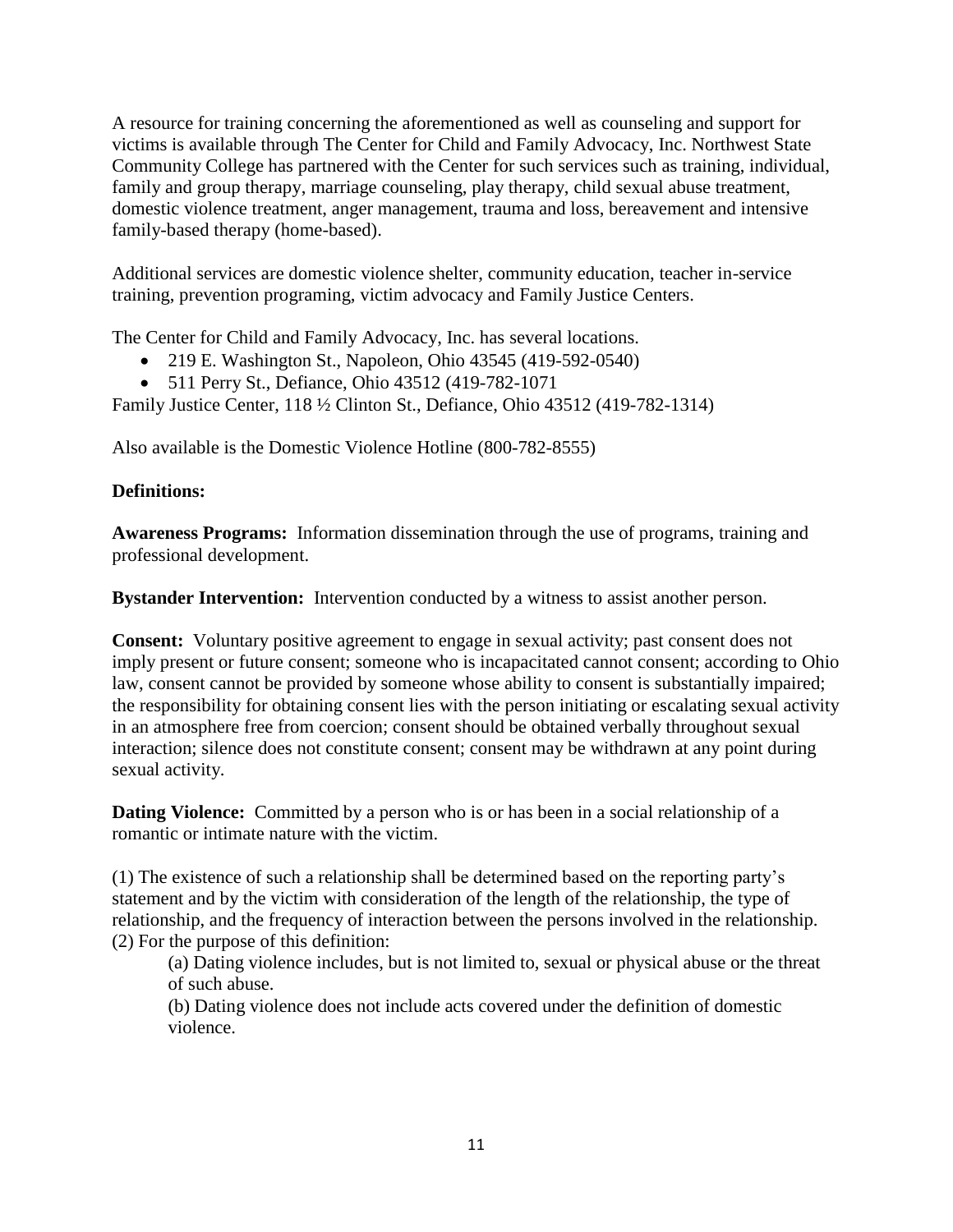A resource for training concerning the aforementioned as well as counseling and support for victims is available through The Center for Child and Family Advocacy, Inc. Northwest State Community College has partnered with the Center for such services such as training, individual, family and group therapy, marriage counseling, play therapy, child sexual abuse treatment, domestic violence treatment, anger management, trauma and loss, bereavement and intensive family-based therapy (home-based).

Additional services are domestic violence shelter, community education, teacher in-service training, prevention programing, victim advocacy and Family Justice Centers.

The Center for Child and Family Advocacy, Inc. has several locations.

- 219 E. Washington St., Napoleon, Ohio 43545 (419-592-0540)
- 511 Perry St., Defiance, Ohio 43512 (419-782-1071

Family Justice Center, 118 ½ Clinton St., Defiance, Ohio 43512 (419-782-1314)

Also available is the Domestic Violence Hotline (800-782-8555)

**Definitions:**

**Awareness Programs:** Information dissemination through the use of programs, training and professional development.

**Bystander Intervention:** Intervention conducted by a witness to assist another person.

**Consent:** Voluntary positive agreement to engage in sexual activity; past consent does not imply present or future consent; someone who is incapacitated cannot consent; according to Ohio law, consent cannot be provided by someone whose ability to consent is substantially impaired; the responsibility for obtaining consent lies with the person initiating or escalating sexual activity in an atmosphere free from coercion; consent should be obtained verbally throughout sexual interaction; silence does not constitute consent; consent may be withdrawn at any point during sexual activity.

**Dating Violence:** Committed by a person who is or has been in a social relationship of a romantic or intimate nature with the victim.

(1) The existence of such a relationship shall be determined based on the reporting party's statement and by the victim with consideration of the length of the relationship, the type of relationship, and the frequency of interaction between the persons involved in the relationship.
(2) For the purpose of this definition:

(a) Dating violence includes, but is not limited to, sexual or physical abuse or the threat of such abuse.

(b) Dating violence does not include acts covered under the definition of domestic violence.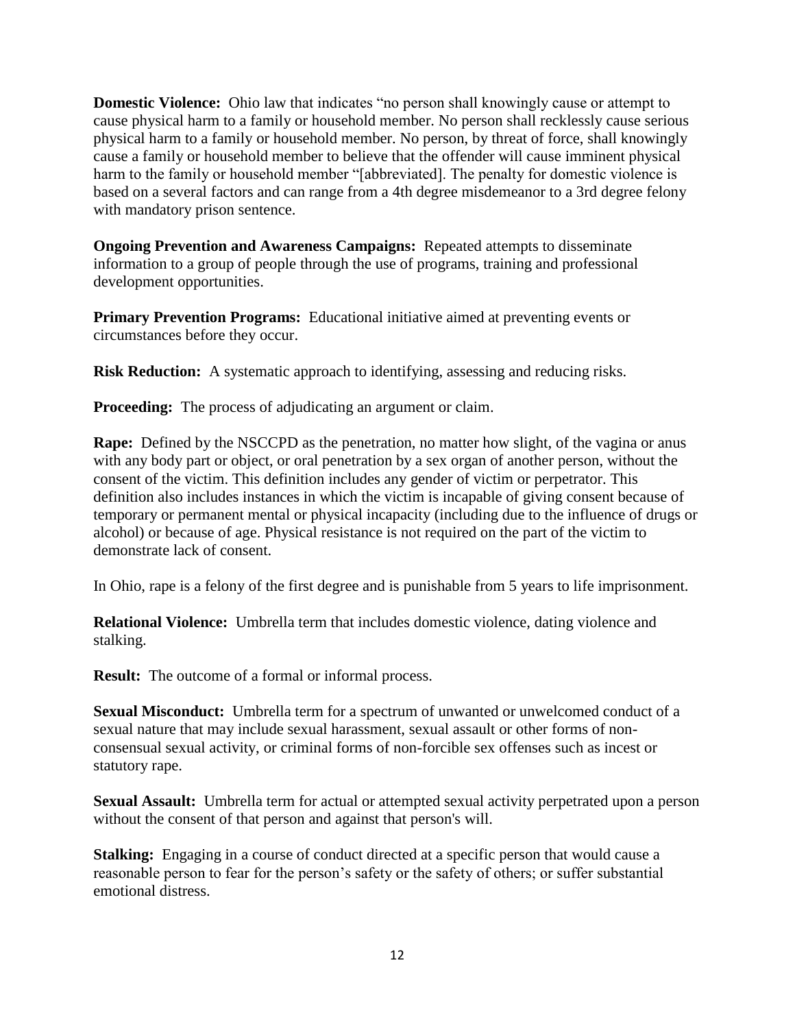**Domestic Violence:** Ohio law that indicates “no person shall knowingly cause or attempt to cause physical harm to a family or household member. No person shall recklessly cause serious physical harm to a family or household member. No person, by threat of force, shall knowingly cause a family or household member to believe that the offender will cause imminent physical harm to the family or household member “[abbreviated]. The penalty for domestic violence is based on a several factors and can range from a 4th degree misdemeanor to a 3rd degree felony with mandatory prison sentence.

**Ongoing Prevention and Awareness Campaigns:** Repeated attempts to disseminate information to a group of people through the use of programs, training and professional development opportunities.

**Primary Prevention Programs:** Educational initiative aimed at preventing events or circumstances before they occur.

**Risk Reduction:** A systematic approach to identifying, assessing and reducing risks.

**Proceeding:** The process of adjudicating an argument or claim.

**Rape:** Defined by the NSCCPD as the penetration, no matter how slight, of the vagina or anus with any body part or object, or oral penetration by a sex organ of another person, without the consent of the victim. This definition includes any gender of victim or perpetrator. This definition also includes instances in which the victim is incapable of giving consent because of temporary or permanent mental or physical incapacity (including due to the influence of drugs or alcohol) or because of age. Physical resistance is not required on the part of the victim to demonstrate lack of consent.

In Ohio, rape is a felony of the first degree and is punishable from 5 years to life imprisonment.

**Relational Violence:** Umbrella term that includes domestic violence, dating violence and stalking.

**Result:** The outcome of a formal or informal process.

**Sexual Misconduct:** Umbrella term for a spectrum of unwanted or unwelcomed conduct of a sexual nature that may include sexual harassment, sexual assault or other forms of non-consensual sexual activity, or criminal forms of non-forcible sex offenses such as incest or statutory rape.

**Sexual Assault:** Umbrella term for actual or attempted sexual activity perpetrated upon a person without the consent of that person and against that person's will.

**Stalking:** Engaging in a course of conduct directed at a specific person that would cause a reasonable person to fear for the person’s safety or the safety of others; or suffer substantial emotional distress.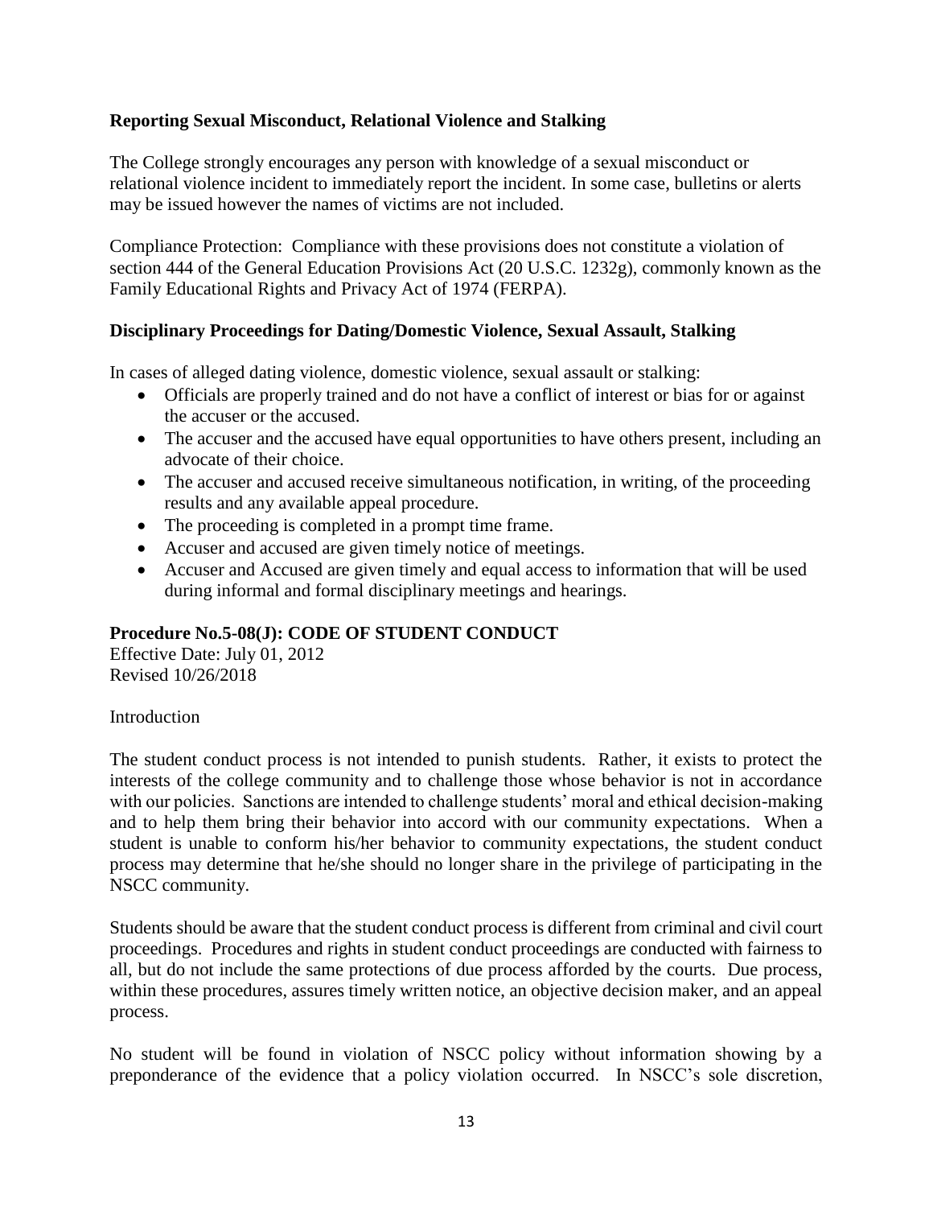### Reporting Sexual Misconduct, Relational Violence and Stalking

The College strongly encourages any person with knowledge of a sexual misconduct or relational violence incident to immediately report the incident. In some case, bulletins or alerts may be issued however the names of victims are not included.

Compliance Protection: Compliance with these provisions does not constitute a violation of section 444 of the General Education Provisions Act (20 U.S.C. 1232g), commonly known as the Family Educational Rights and Privacy Act of 1974 (FERPA).

### Disciplinary Proceedings for Dating/Domestic Violence, Sexual Assault, Stalking

In cases of alleged dating violence, domestic violence, sexual assault or stalking:

- Officials are properly trained and do not have a conflict of interest or bias for or against the accuser or the accused.
- The accuser and the accused have equal opportunities to have others present, including an advocate of their choice.
- The accuser and accused receive simultaneous notification, in writing, of the proceeding results and any available appeal procedure.
- The proceeding is completed in a prompt time frame.
- Accuser and accused are given timely notice of meetings.
- Accuser and Accused are given timely and equal access to information that will be used during informal and formal disciplinary meetings and hearings.

### Procedure No.5-08(J): CODE OF STUDENT CONDUCT

Effective Date: July 01, 2012
Revised 10/26/2018

Introduction

The student conduct process is not intended to punish students. Rather, it exists to protect the interests of the college community and to challenge those whose behavior is not in accordance with our policies. Sanctions are intended to challenge students' moral and ethical decision-making and to help them bring their behavior into accord with our community expectations. When a student is unable to conform his/her behavior to community expectations, the student conduct process may determine that he/she should no longer share in the privilege of participating in the NSCC community.

Students should be aware that the student conduct process is different from criminal and civil court proceedings. Procedures and rights in student conduct proceedings are conducted with fairness to all, but do not include the same protections of due process afforded by the courts. Due process, within these procedures, assures timely written notice, an objective decision maker, and an appeal process.

No student will be found in violation of NSCC policy without information showing by a preponderance of the evidence that a policy violation occurred. In NSCC's sole discretion,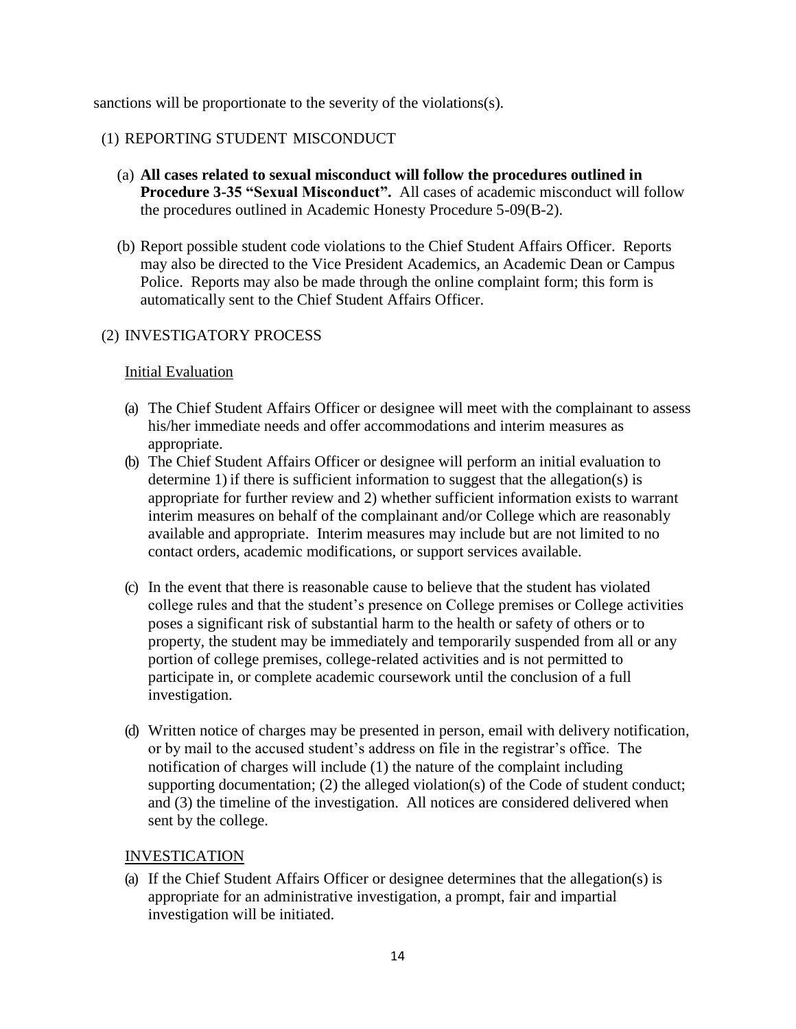sanctions will be proportionate to the severity of the violations(s).

(1) REPORTING STUDENT MISCONDUCT

(a) **All cases related to sexual misconduct will follow the procedures outlined in Procedure 3-35 "Sexual Misconduct".** All cases of academic misconduct will follow the procedures outlined in Academic Honesty Procedure 5-09(B-2).

(b) Report possible student code violations to the Chief Student Affairs Officer. Reports may also be directed to the Vice President Academics, an Academic Dean or Campus Police. Reports may also be made through the online complaint form; this form is automatically sent to the Chief Student Affairs Officer.

(2) INVESTIGATORY PROCESS

Initial Evaluation

(a) The Chief Student Affairs Officer or designee will meet with the complainant to assess his/her immediate needs and offer accommodations and interim measures as appropriate.

(b) The Chief Student Affairs Officer or designee will perform an initial evaluation to determine 1) if there is sufficient information to suggest that the allegation(s) is appropriate for further review and 2) whether sufficient information exists to warrant interim measures on behalf of the complainant and/or College which are reasonably available and appropriate. Interim measures may include but are not limited to no contact orders, academic modifications, or support services available.

(c) In the event that there is reasonable cause to believe that the student has violated college rules and that the student's presence on College premises or College activities poses a significant risk of substantial harm to the health or safety of others or to property, the student may be immediately and temporarily suspended from all or any portion of college premises, college-related activities and is not permitted to participate in, or complete academic coursework until the conclusion of a full investigation.

(d) Written notice of charges may be presented in person, email with delivery notification, or by mail to the accused student's address on file in the registrar's office. The notification of charges will include (1) the nature of the complaint including supporting documentation; (2) the alleged violation(s) of the Code of student conduct; and (3) the timeline of the investigation. All notices are considered delivered when sent by the college.

INVESTICATION

(a) If the Chief Student Affairs Officer or designee determines that the allegation(s) is appropriate for an administrative investigation, a prompt, fair and impartial investigation will be initiated.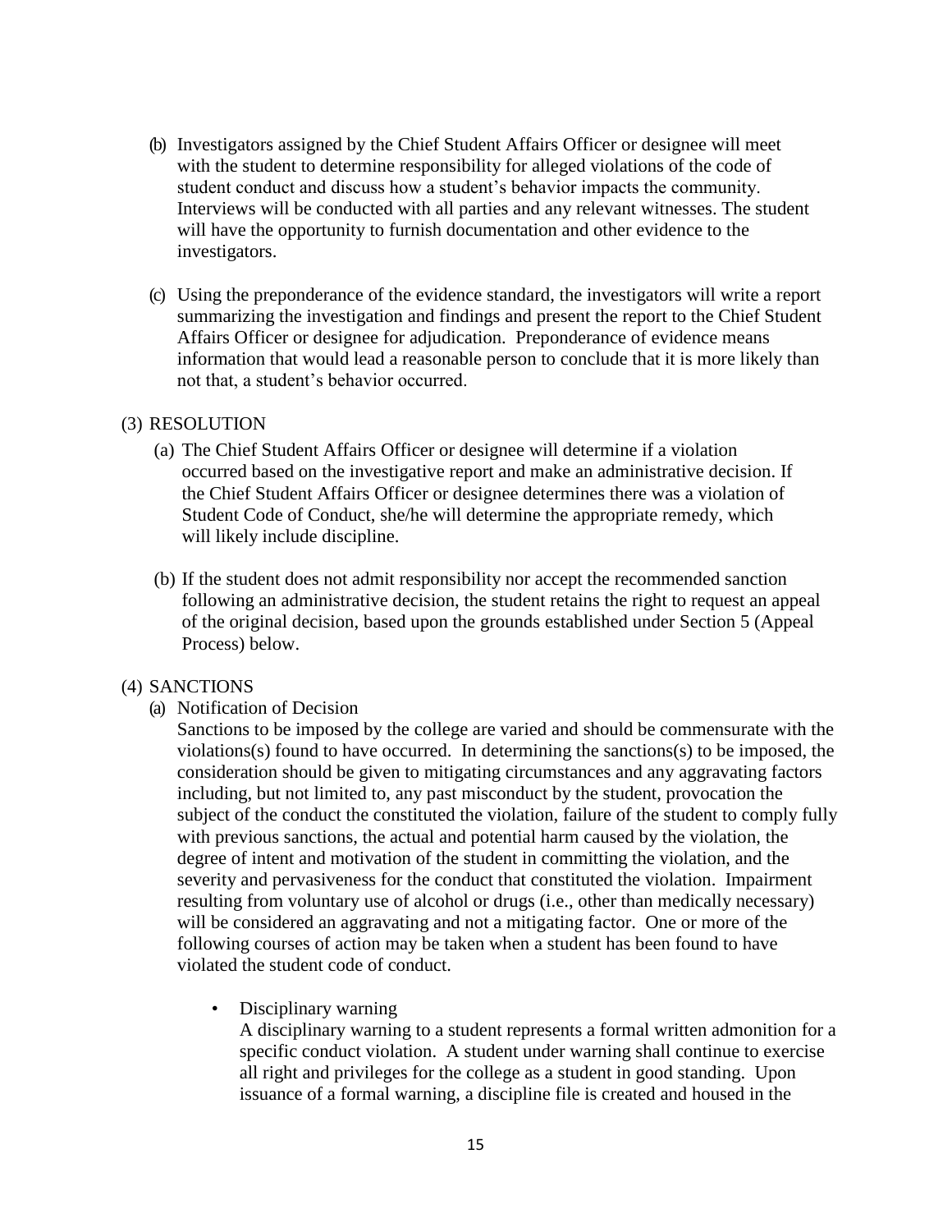(b) Investigators assigned by the Chief Student Affairs Officer or designee will meet with the student to determine responsibility for alleged violations of the code of student conduct and discuss how a student's behavior impacts the community. Interviews will be conducted with all parties and any relevant witnesses. The student will have the opportunity to furnish documentation and other evidence to the investigators.

(c) Using the preponderance of the evidence standard, the investigators will write a report summarizing the investigation and findings and present the report to the Chief Student Affairs Officer or designee for adjudication. Preponderance of evidence means information that would lead a reasonable person to conclude that it is more likely than not that, a student's behavior occurred.

(3) RESOLUTION

(a) The Chief Student Affairs Officer or designee will determine if a violation occurred based on the investigative report and make an administrative decision. If the Chief Student Affairs Officer or designee determines there was a violation of Student Code of Conduct, she/he will determine the appropriate remedy, which will likely include discipline.

(b) If the student does not admit responsibility nor accept the recommended sanction following an administrative decision, the student retains the right to request an appeal of the original decision, based upon the grounds established under Section 5 (Appeal Process) below.

(4) SANCTIONS

(a) Notification of Decision

Sanctions to be imposed by the college are varied and should be commensurate with the violations(s) found to have occurred. In determining the sanctions(s) to be imposed, the consideration should be given to mitigating circumstances and any aggravating factors including, but not limited to, any past misconduct by the student, provocation the subject of the conduct the constituted the violation, failure of the student to comply fully with previous sanctions, the actual and potential harm caused by the violation, the degree of intent and motivation of the student in committing the violation, and the severity and pervasiveness for the conduct that constituted the violation. Impairment resulting from voluntary use of alcohol or drugs (i.e., other than medically necessary) will be considered an aggravating and not a mitigating factor. One or more of the following courses of action may be taken when a student has been found to have violated the student code of conduct.

- Disciplinary warning

  A disciplinary warning to a student represents a formal written admonition for a specific conduct violation. A student under warning shall continue to exercise all right and privileges for the college as a student in good standing. Upon issuance of a formal warning, a discipline file is created and housed in the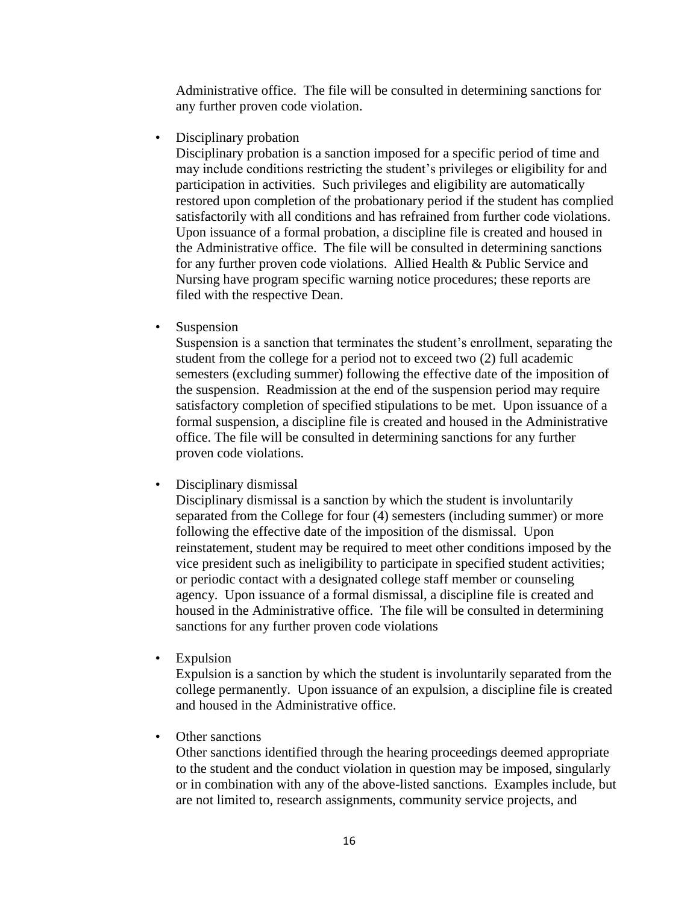Administrative office. The file will be consulted in determining sanctions for any further proven code violation.

- Disciplinary probation

  Disciplinary probation is a sanction imposed for a specific period of time and may include conditions restricting the student's privileges or eligibility for and participation in activities. Such privileges and eligibility are automatically restored upon completion of the probationary period if the student has complied satisfactorily with all conditions and has refrained from further code violations. Upon issuance of a formal probation, a discipline file is created and housed in the Administrative office. The file will be consulted in determining sanctions for any further proven code violations. Allied Health & Public Service and Nursing have program specific warning notice procedures; these reports are filed with the respective Dean.

- Suspension

  Suspension is a sanction that terminates the student's enrollment, separating the student from the college for a period not to exceed two (2) full academic semesters (excluding summer) following the effective date of the imposition of the suspension. Readmission at the end of the suspension period may require satisfactory completion of specified stipulations to be met. Upon issuance of a formal suspension, a discipline file is created and housed in the Administrative office. The file will be consulted in determining sanctions for any further proven code violations.

- Disciplinary dismissal

  Disciplinary dismissal is a sanction by which the student is involuntarily separated from the College for four (4) semesters (including summer) or more following the effective date of the imposition of the dismissal. Upon reinstatement, student may be required to meet other conditions imposed by the vice president such as ineligibility to participate in specified student activities; or periodic contact with a designated college staff member or counseling agency. Upon issuance of a formal dismissal, a discipline file is created and housed in the Administrative office. The file will be consulted in determining sanctions for any further proven code violations

- Expulsion

  Expulsion is a sanction by which the student is involuntarily separated from the college permanently. Upon issuance of an expulsion, a discipline file is created and housed in the Administrative office.

- Other sanctions

  Other sanctions identified through the hearing proceedings deemed appropriate to the student and the conduct violation in question may be imposed, singularly or in combination with any of the above-listed sanctions. Examples include, but are not limited to, research assignments, community service projects, and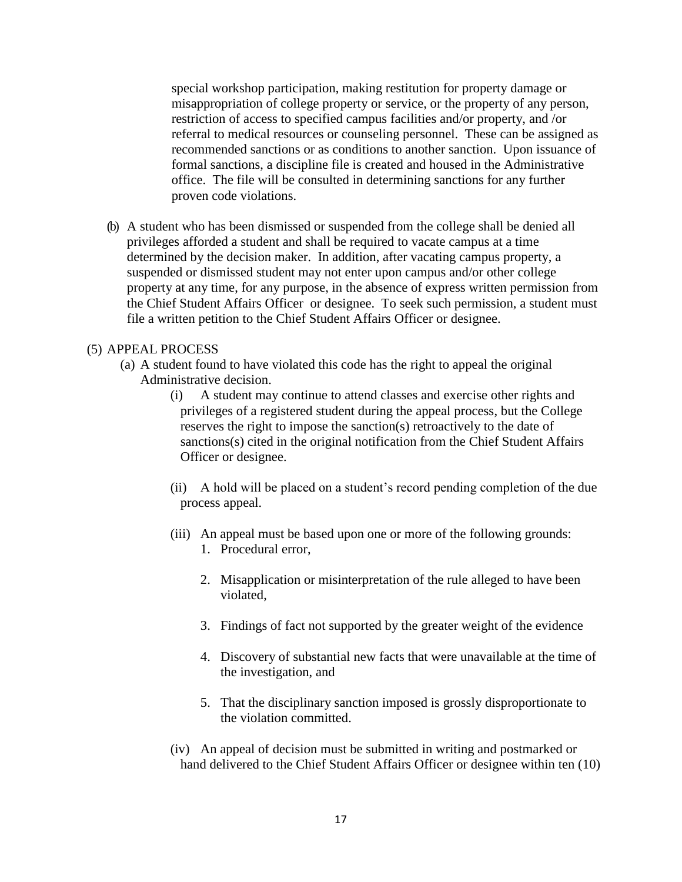special workshop participation, making restitution for property damage or misappropriation of college property or service, or the property of any person, restriction of access to specified campus facilities and/or property, and /or referral to medical resources or counseling personnel. These can be assigned as recommended sanctions or as conditions to another sanction. Upon issuance of formal sanctions, a discipline file is created and housed in the Administrative office. The file will be consulted in determining sanctions for any further proven code violations.

(b) A student who has been dismissed or suspended from the college shall be denied all privileges afforded a student and shall be required to vacate campus at a time determined by the decision maker. In addition, after vacating campus property, a suspended or dismissed student may not enter upon campus and/or other college property at any time, for any purpose, in the absence of express written permission from the Chief Student Affairs Officer or designee. To seek such permission, a student must file a written petition to the Chief Student Affairs Officer or designee.

(5) APPEAL PROCESS

(a) A student found to have violated this code has the right to appeal the original Administrative decision.

(i) A student may continue to attend classes and exercise other rights and privileges of a registered student during the appeal process, but the College reserves the right to impose the sanction(s) retroactively to the date of sanctions(s) cited in the original notification from the Chief Student Affairs Officer or designee.

(ii) A hold will be placed on a student's record pending completion of the due process appeal.

(iii) An appeal must be based upon one or more of the following grounds:

1. Procedural error,
2. Misapplication or misinterpretation of the rule alleged to have been violated,
3. Findings of fact not supported by the greater weight of the evidence
4. Discovery of substantial new facts that were unavailable at the time of the investigation, and
5. That the disciplinary sanction imposed is grossly disproportionate to the violation committed.

(iv) An appeal of decision must be submitted in writing and postmarked or hand delivered to the Chief Student Affairs Officer or designee within ten (10)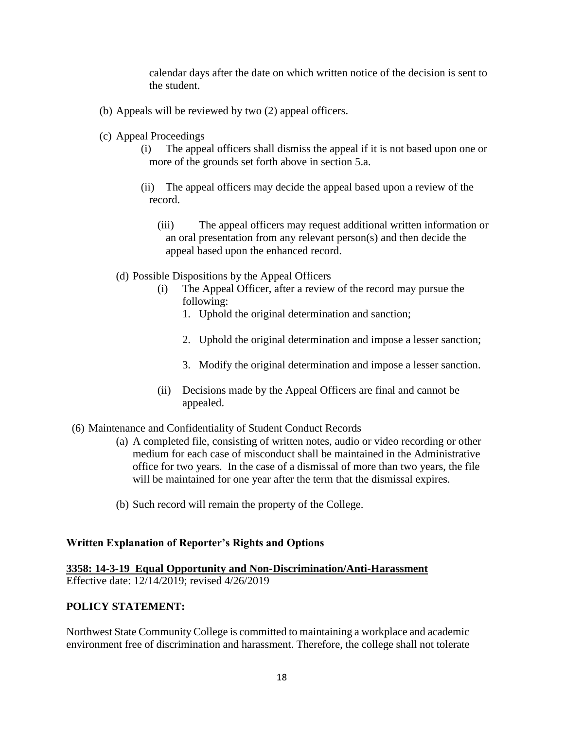calendar days after the date on which written notice of the decision is sent to the student.

(b) Appeals will be reviewed by two (2) appeal officers.

(c) Appeal Proceedings

  (i) The appeal officers shall dismiss the appeal if it is not based upon one or more of the grounds set forth above in section 5.a.

  (ii) The appeal officers may decide the appeal based upon a review of the record.

  (iii) The appeal officers may request additional written information or an oral presentation from any relevant person(s) and then decide the appeal based upon the enhanced record.

(d) Possible Dispositions by the Appeal Officers

  (i) The Appeal Officer, after a review of the record may pursue the following:

    1. Uphold the original determination and sanction;
    2. Uphold the original determination and impose a lesser sanction;
    3. Modify the original determination and impose a lesser sanction.

  (ii) Decisions made by the Appeal Officers are final and cannot be appealed.

(6) Maintenance and Confidentiality of Student Conduct Records

  (a) A completed file, consisting of written notes, audio or video recording or other medium for each case of misconduct shall be maintained in the Administrative office for two years. In the case of a dismissal of more than two years, the file will be maintained for one year after the term that the dismissal expires.

  (b) Such record will remain the property of the College.

**Written Explanation of Reporter's Rights and Options**

**3358: 14-3-19 Equal Opportunity and Non-Discrimination/Anti-Harassment**
Effective date: 12/14/2019; revised 4/26/2019

**POLICY STATEMENT:**

Northwest State Community College is committed to maintaining a workplace and academic environment free of discrimination and harassment. Therefore, the college shall not tolerate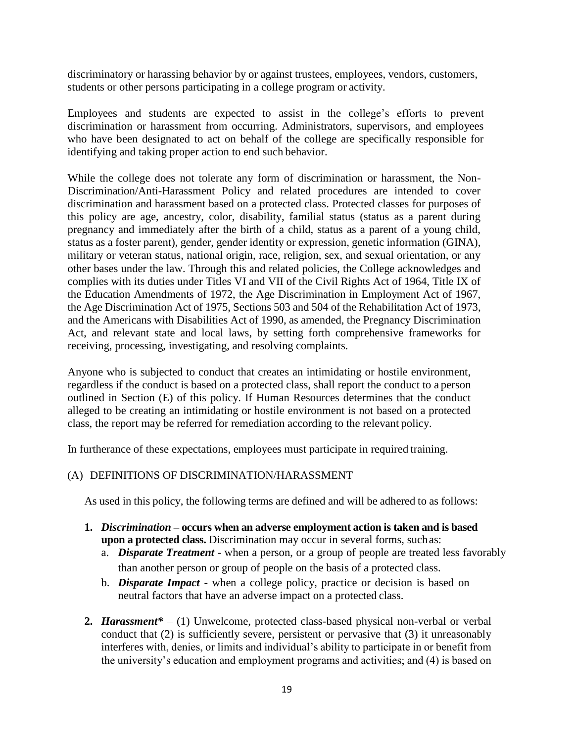discriminatory or harassing behavior by or against trustees, employees, vendors, customers, students or other persons participating in a college program or activity.

Employees and students are expected to assist in the college's efforts to prevent discrimination or harassment from occurring. Administrators, supervisors, and employees who have been designated to act on behalf of the college are specifically responsible for identifying and taking proper action to end such behavior.

While the college does not tolerate any form of discrimination or harassment, the Non-Discrimination/Anti-Harassment Policy and related procedures are intended to cover discrimination and harassment based on a protected class. Protected classes for purposes of this policy are age, ancestry, color, disability, familial status (status as a parent during pregnancy and immediately after the birth of a child, status as a parent of a young child, status as a foster parent), gender, gender identity or expression, genetic information (GINA), military or veteran status, national origin, race, religion, sex, and sexual orientation, or any other bases under the law. Through this and related policies, the College acknowledges and complies with its duties under Titles VI and VII of the Civil Rights Act of 1964, Title IX of the Education Amendments of 1972, the Age Discrimination in Employment Act of 1967, the Age Discrimination Act of 1975, Sections 503 and 504 of the Rehabilitation Act of 1973, and the Americans with Disabilities Act of 1990, as amended, the Pregnancy Discrimination Act, and relevant state and local laws, by setting forth comprehensive frameworks for receiving, processing, investigating, and resolving complaints.

Anyone who is subjected to conduct that creates an intimidating or hostile environment, regardless if the conduct is based on a protected class, shall report the conduct to a person outlined in Section (E) of this policy. If Human Resources determines that the conduct alleged to be creating an intimidating or hostile environment is not based on a protected class, the report may be referred for remediation according to the relevant policy.

In furtherance of these expectations, employees must participate in required training.

## (A) DEFINITIONS OF DISCRIMINATION/HARASSMENT

As used in this policy, the following terms are defined and will be adhered to as follows:

1. ***Discrimination* – occurs when an adverse employment action is taken and is based upon a protected class.** Discrimination may occur in several forms, such as:
   a. ***Disparate Treatment*** - when a person, or a group of people are treated less favorably than another person or group of people on the basis of a protected class.
   b. ***Disparate Impact*** - when a college policy, practice or decision is based on neutral factors that have an adverse impact on a protected class.

2. ***Harassment**** – (1) Unwelcome, protected class-based physical non-verbal or verbal conduct that (2) is sufficiently severe, persistent or pervasive that (3) it unreasonably interferes with, denies, or limits and individual's ability to participate in or benefit from the university's education and employment programs and activities; and (4) is based on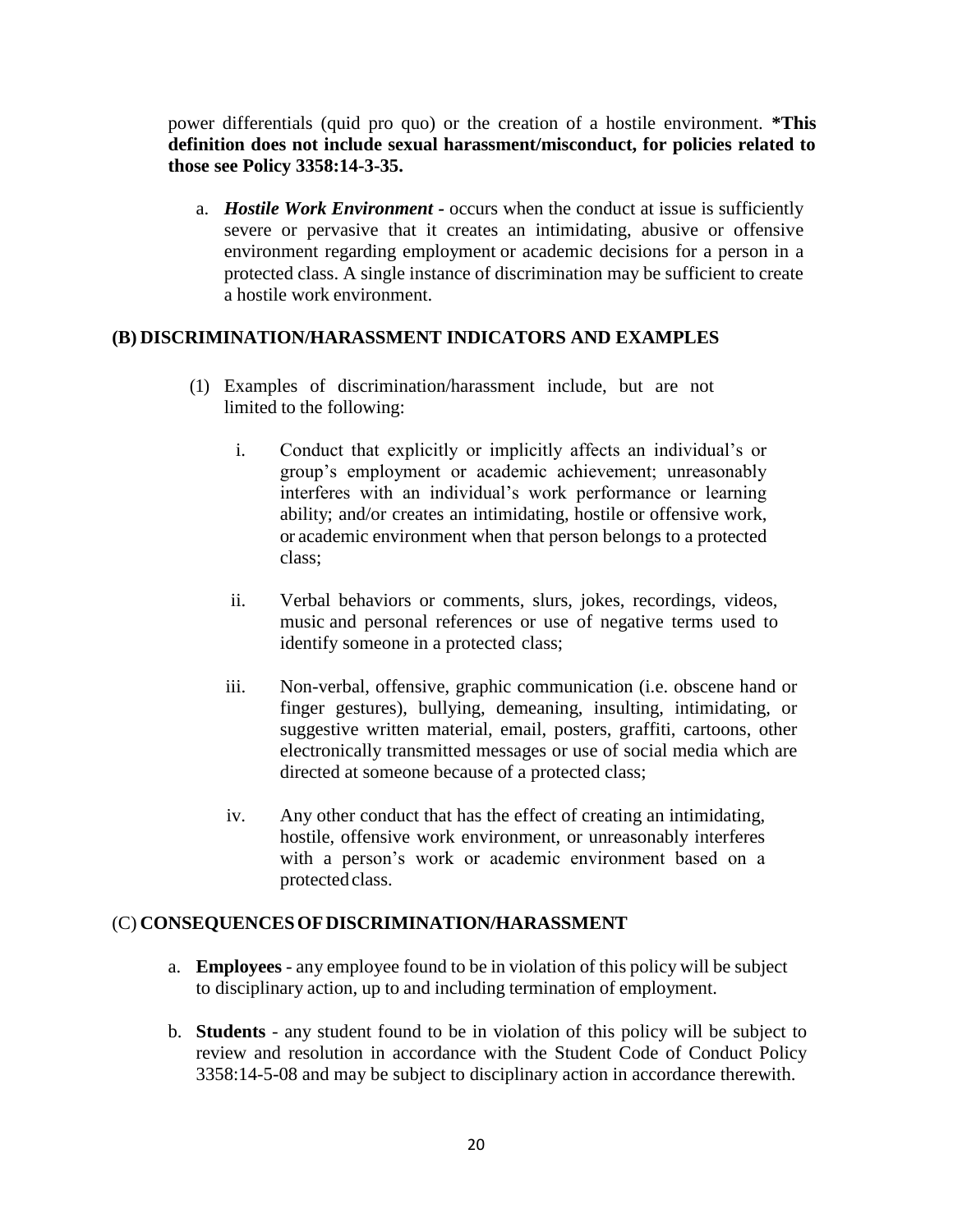power differentials (quid pro quo) or the creation of a hostile environment. **\*This definition does not include sexual harassment/misconduct, for policies related to those see Policy 3358:14-3-35.**

a. ***Hostile Work Environment*** **-** occurs when the conduct at issue is sufficiently severe or pervasive that it creates an intimidating, abusive or offensive environment regarding employment or academic decisions for a person in a protected class. A single instance of discrimination may be sufficient to create a hostile work environment.

## (B) DISCRIMINATION/HARASSMENT INDICATORS AND EXAMPLES

(1) Examples of discrimination/harassment include, but are not limited to the following:

i. Conduct that explicitly or implicitly affects an individual's or group's employment or academic achievement; unreasonably interferes with an individual's work performance or learning ability; and/or creates an intimidating, hostile or offensive work, or academic environment when that person belongs to a protected class;

ii. Verbal behaviors or comments, slurs, jokes, recordings, videos, music and personal references or use of negative terms used to identify someone in a protected class;

iii. Non-verbal, offensive, graphic communication (i.e. obscene hand or finger gestures), bullying, demeaning, insulting, intimidating, or suggestive written material, email, posters, graffiti, cartoons, other electronically transmitted messages or use of social media which are directed at someone because of a protected class;

iv. Any other conduct that has the effect of creating an intimidating, hostile, offensive work environment, or unreasonably interferes with a person's work or academic environment based on a protected class.

## (C) CONSEQUENCES OF DISCRIMINATION/HARASSMENT

a. **Employees** - any employee found to be in violation of this policy will be subject to disciplinary action, up to and including termination of employment.

b. **Students** - any student found to be in violation of this policy will be subject to review and resolution in accordance with the Student Code of Conduct Policy 3358:14-5-08 and may be subject to disciplinary action in accordance therewith.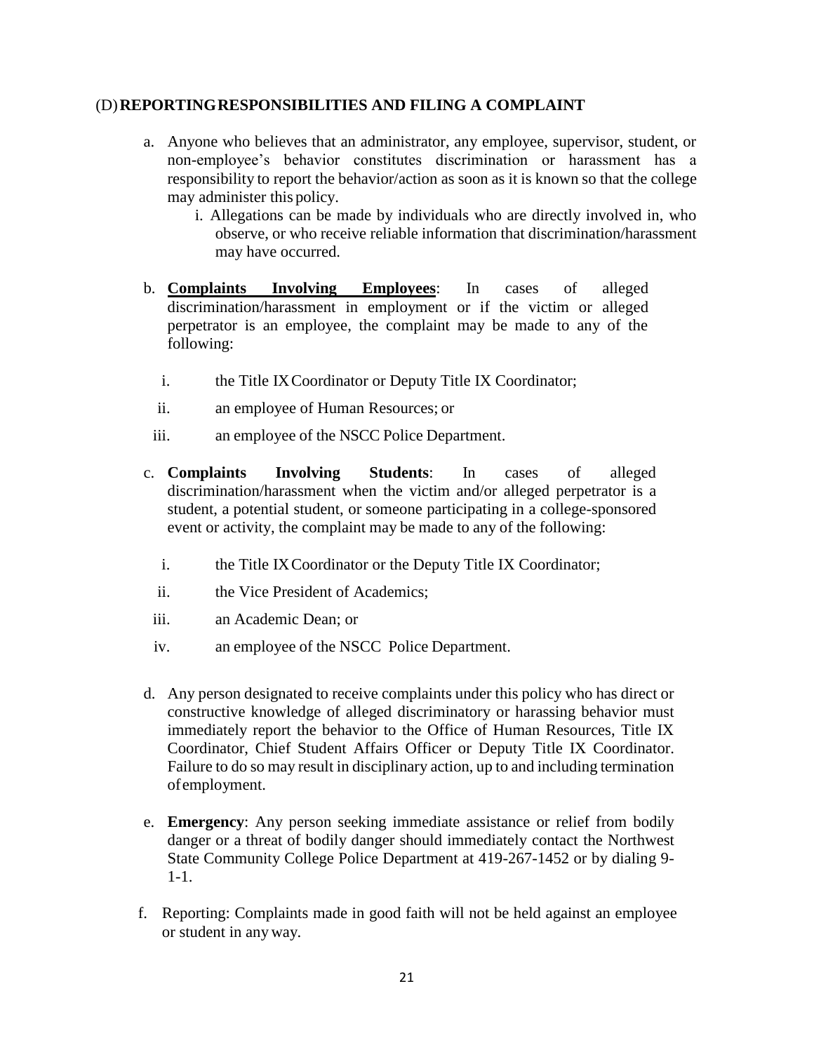## (D) REPORTING RESPONSIBILITIES AND FILING A COMPLAINT

a. Anyone who believes that an administrator, any employee, supervisor, student, or non-employee's behavior constitutes discrimination or harassment has a responsibility to report the behavior/action as soon as it is known so that the college may administer this policy.

   i. Allegations can be made by individuals who are directly involved in, who observe, or who receive reliable information that discrimination/harassment may have occurred.

b. **Complaints Involving Employees**: In cases of alleged discrimination/harassment in employment or if the victim or alleged perpetrator is an employee, the complaint may be made to any of the following:

   i. the Title IX Coordinator or Deputy Title IX Coordinator;

   ii. an employee of Human Resources; or

   iii. an employee of the NSCC Police Department.

c. **Complaints Involving Students**: In cases of alleged discrimination/harassment when the victim and/or alleged perpetrator is a student, a potential student, or someone participating in a college-sponsored event or activity, the complaint may be made to any of the following:

   i. the Title IX Coordinator or the Deputy Title IX Coordinator;

   ii. the Vice President of Academics;

   iii. an Academic Dean; or

   iv. an employee of the NSCC Police Department.

d. Any person designated to receive complaints under this policy who has direct or constructive knowledge of alleged discriminatory or harassing behavior must immediately report the behavior to the Office of Human Resources, Title IX Coordinator, Chief Student Affairs Officer or Deputy Title IX Coordinator. Failure to do so may result in disciplinary action, up to and including termination of employment.

e. **Emergency**: Any person seeking immediate assistance or relief from bodily danger or a threat of bodily danger should immediately contact the Northwest State Community College Police Department at 419-267-1452 or by dialing 9-1-1.

f. Reporting: Complaints made in good faith will not be held against an employee or student in any way.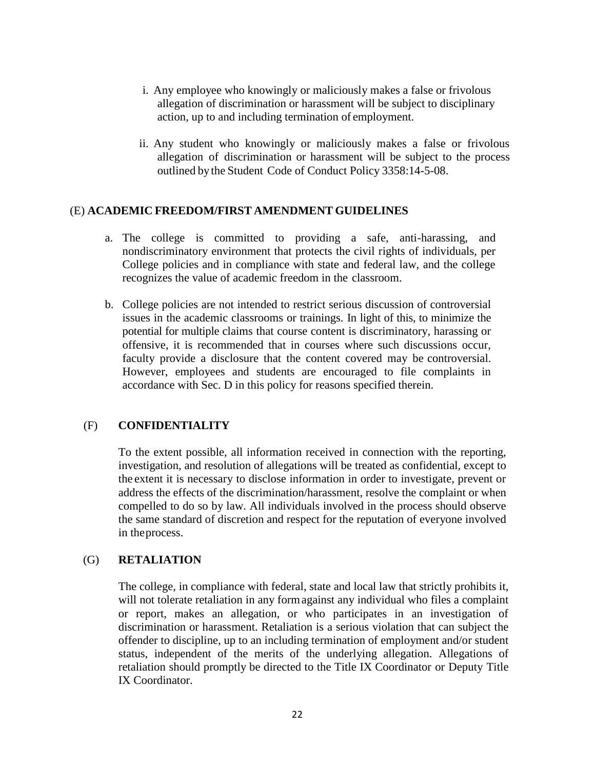i. Any employee who knowingly or maliciously makes a false or frivolous allegation of discrimination or harassment will be subject to disciplinary action, up to and including termination of employment.

ii. Any student who knowingly or maliciously makes a false or frivolous allegation of discrimination or harassment will be subject to the process outlined by the Student Code of Conduct Policy 3358:14-5-08.

(E) **ACADEMIC FREEDOM/FIRST AMENDMENT GUIDELINES**

a. The college is committed to providing a safe, anti-harassing, and nondiscriminatory environment that protects the civil rights of individuals, per College policies and in compliance with state and federal law, and the college recognizes the value of academic freedom in the classroom.

b. College policies are not intended to restrict serious discussion of controversial issues in the academic classrooms or trainings. In light of this, to minimize the potential for multiple claims that course content is discriminatory, harassing or offensive, it is recommended that in courses where such discussions occur, faculty provide a disclosure that the content covered may be controversial. However, employees and students are encouraged to file complaints in accordance with Sec. D in this policy for reasons specified therein.

(F) **CONFIDENTIALITY**

To the extent possible, all information received in connection with the reporting, investigation, and resolution of allegations will be treated as confidential, except to the extent it is necessary to disclose information in order to investigate, prevent or address the effects of the discrimination/harassment, resolve the complaint or when compelled to do so by law. All individuals involved in the process should observe the same standard of discretion and respect for the reputation of everyone involved in the process.

(G) **RETALIATION**

The college, in compliance with federal, state and local law that strictly prohibits it, will not tolerate retaliation in any form against any individual who files a complaint or report, makes an allegation, or who participates in an investigation of discrimination or harassment. Retaliation is a serious violation that can subject the offender to discipline, up to an including termination of employment and/or student status, independent of the merits of the underlying allegation. Allegations of retaliation should promptly be directed to the Title IX Coordinator or Deputy Title IX Coordinator.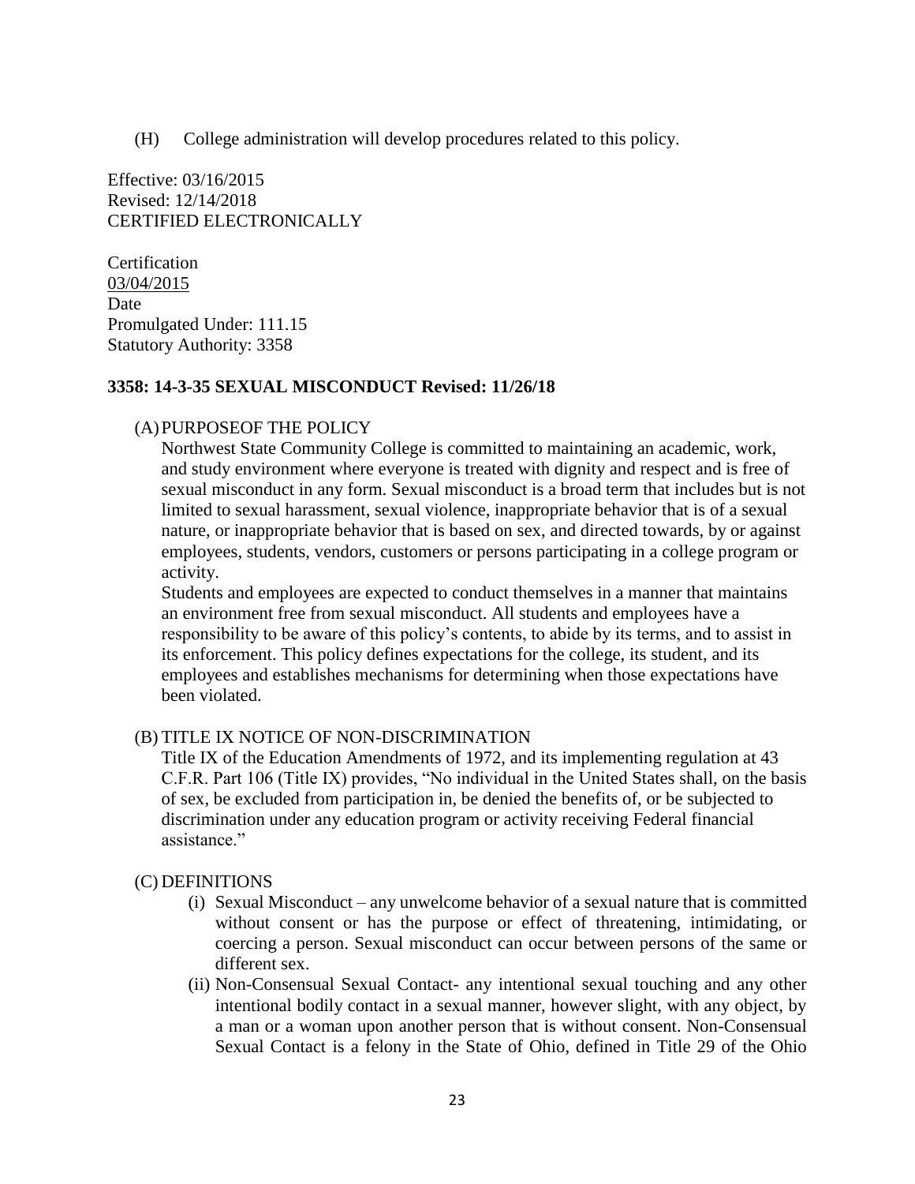(H) College administration will develop procedures related to this policy.

Effective: 03/16/2015
Revised: 12/14/2018
CERTIFIED ELECTRONICALLY

Certification
03/04/2015
Date
Promulgated Under: 111.15
Statutory Authority: 3358

**3358: 14-3-35 SEXUAL MISCONDUCT Revised: 11/26/18**

(A) PURPOSEOF THE POLICY

Northwest State Community College is committed to maintaining an academic, work, and study environment where everyone is treated with dignity and respect and is free of sexual misconduct in any form. Sexual misconduct is a broad term that includes but is not limited to sexual harassment, sexual violence, inappropriate behavior that is of a sexual nature, or inappropriate behavior that is based on sex, and directed towards, by or against employees, students, vendors, customers or persons participating in a college program or activity.

Students and employees are expected to conduct themselves in a manner that maintains an environment free from sexual misconduct. All students and employees have a responsibility to be aware of this policy's contents, to abide by its terms, and to assist in its enforcement. This policy defines expectations for the college, its student, and its employees and establishes mechanisms for determining when those expectations have been violated.

(B) TITLE IX NOTICE OF NON-DISCRIMINATION

Title IX of the Education Amendments of 1972, and its implementing regulation at 43 C.F.R. Part 106 (Title IX) provides, "No individual in the United States shall, on the basis of sex, be excluded from participation in, be denied the benefits of, or be subjected to discrimination under any education program or activity receiving Federal financial assistance."

(C) DEFINITIONS

(i) Sexual Misconduct – any unwelcome behavior of a sexual nature that is committed without consent or has the purpose or effect of threatening, intimidating, or coercing a person. Sexual misconduct can occur between persons of the same or different sex.

(ii) Non-Consensual Sexual Contact- any intentional sexual touching and any other intentional bodily contact in a sexual manner, however slight, with any object, by a man or a woman upon another person that is without consent. Non-Consensual Sexual Contact is a felony in the State of Ohio, defined in Title 29 of the Ohio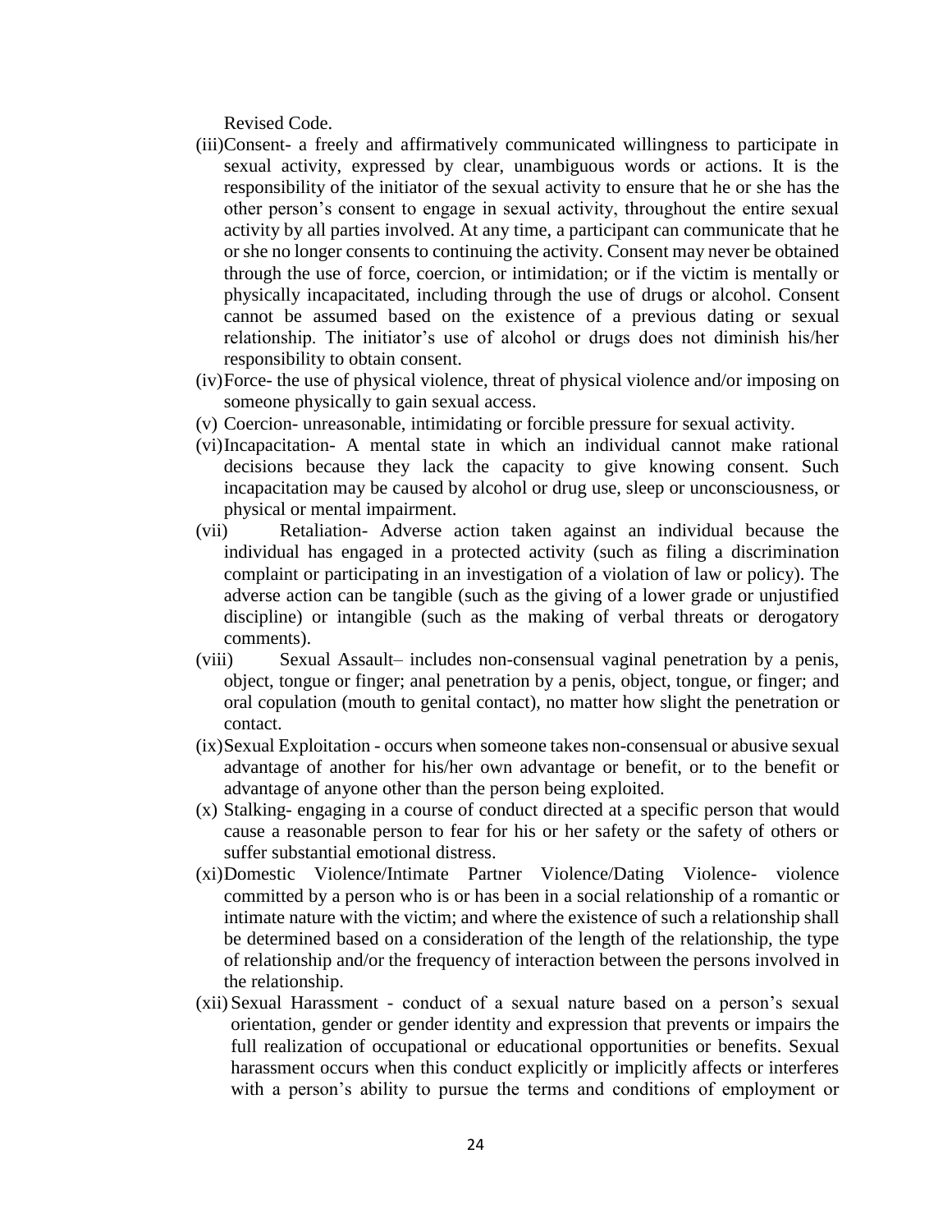Revised Code.

(iii) Consent- a freely and affirmatively communicated willingness to participate in sexual activity, expressed by clear, unambiguous words or actions. It is the responsibility of the initiator of the sexual activity to ensure that he or she has the other person's consent to engage in sexual activity, throughout the entire sexual activity by all parties involved. At any time, a participant can communicate that he or she no longer consents to continuing the activity. Consent may never be obtained through the use of force, coercion, or intimidation; or if the victim is mentally or physically incapacitated, including through the use of drugs or alcohol. Consent cannot be assumed based on the existence of a previous dating or sexual relationship. The initiator's use of alcohol or drugs does not diminish his/her responsibility to obtain consent.

(iv) Force- the use of physical violence, threat of physical violence and/or imposing on someone physically to gain sexual access.

(v) Coercion- unreasonable, intimidating or forcible pressure for sexual activity.

(vi) Incapacitation- A mental state in which an individual cannot make rational decisions because they lack the capacity to give knowing consent. Such incapacitation may be caused by alcohol or drug use, sleep or unconsciousness, or physical or mental impairment.

(vii) Retaliation- Adverse action taken against an individual because the individual has engaged in a protected activity (such as filing a discrimination complaint or participating in an investigation of a violation of law or policy). The adverse action can be tangible (such as the giving of a lower grade or unjustified discipline) or intangible (such as the making of verbal threats or derogatory comments).

(viii) Sexual Assault– includes non-consensual vaginal penetration by a penis, object, tongue or finger; anal penetration by a penis, object, tongue, or finger; and oral copulation (mouth to genital contact), no matter how slight the penetration or contact.

(ix) Sexual Exploitation - occurs when someone takes non-consensual or abusive sexual advantage of another for his/her own advantage or benefit, or to the benefit or advantage of anyone other than the person being exploited.

(x) Stalking- engaging in a course of conduct directed at a specific person that would cause a reasonable person to fear for his or her safety or the safety of others or suffer substantial emotional distress.

(xi) Domestic Violence/Intimate Partner Violence/Dating Violence- violence committed by a person who is or has been in a social relationship of a romantic or intimate nature with the victim; and where the existence of such a relationship shall be determined based on a consideration of the length of the relationship, the type of relationship and/or the frequency of interaction between the persons involved in the relationship.

(xii) Sexual Harassment - conduct of a sexual nature based on a person's sexual orientation, gender or gender identity and expression that prevents or impairs the full realization of occupational or educational opportunities or benefits. Sexual harassment occurs when this conduct explicitly or implicitly affects or interferes with a person's ability to pursue the terms and conditions of employment or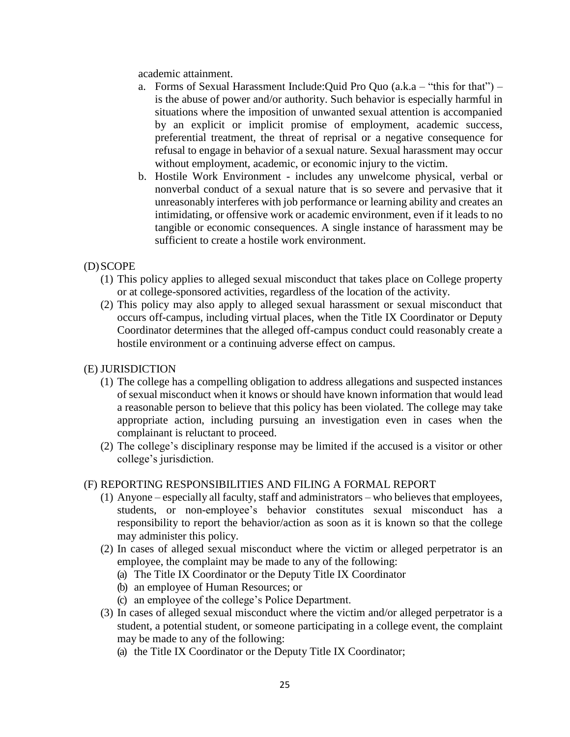academic attainment.

a. Forms of Sexual Harassment Include:Quid Pro Quo (a.k.a – "this for that") – is the abuse of power and/or authority. Such behavior is especially harmful in situations where the imposition of unwanted sexual attention is accompanied by an explicit or implicit promise of employment, academic success, preferential treatment, the threat of reprisal or a negative consequence for refusal to engage in behavior of a sexual nature. Sexual harassment may occur without employment, academic, or economic injury to the victim.
b. Hostile Work Environment - includes any unwelcome physical, verbal or nonverbal conduct of a sexual nature that is so severe and pervasive that it unreasonably interferes with job performance or learning ability and creates an intimidating, or offensive work or academic environment, even if it leads to no tangible or economic consequences. A single instance of harassment may be sufficient to create a hostile work environment.

(D) SCOPE

(1) This policy applies to alleged sexual misconduct that takes place on College property or at college-sponsored activities, regardless of the location of the activity.
(2) This policy may also apply to alleged sexual harassment or sexual misconduct that occurs off-campus, including virtual places, when the Title IX Coordinator or Deputy Coordinator determines that the alleged off-campus conduct could reasonably create a hostile environment or a continuing adverse effect on campus.

(E) JURISDICTION

(1) The college has a compelling obligation to address allegations and suspected instances of sexual misconduct when it knows or should have known information that would lead a reasonable person to believe that this policy has been violated. The college may take appropriate action, including pursuing an investigation even in cases when the complainant is reluctant to proceed.
(2) The college's disciplinary response may be limited if the accused is a visitor or other college's jurisdiction.

(F) REPORTING RESPONSIBILITIES AND FILING A FORMAL REPORT

(1) Anyone – especially all faculty, staff and administrators – who believes that employees, students, or non-employee's behavior constitutes sexual misconduct has a responsibility to report the behavior/action as soon as it is known so that the college may administer this policy.
(2) In cases of alleged sexual misconduct where the victim or alleged perpetrator is an employee, the complaint may be made to any of the following:
    (a) The Title IX Coordinator or the Deputy Title IX Coordinator
    (b) an employee of Human Resources; or
    (c) an employee of the college's Police Department.
(3) In cases of alleged sexual misconduct where the victim and/or alleged perpetrator is a student, a potential student, or someone participating in a college event, the complaint may be made to any of the following:
    (a) the Title IX Coordinator or the Deputy Title IX Coordinator;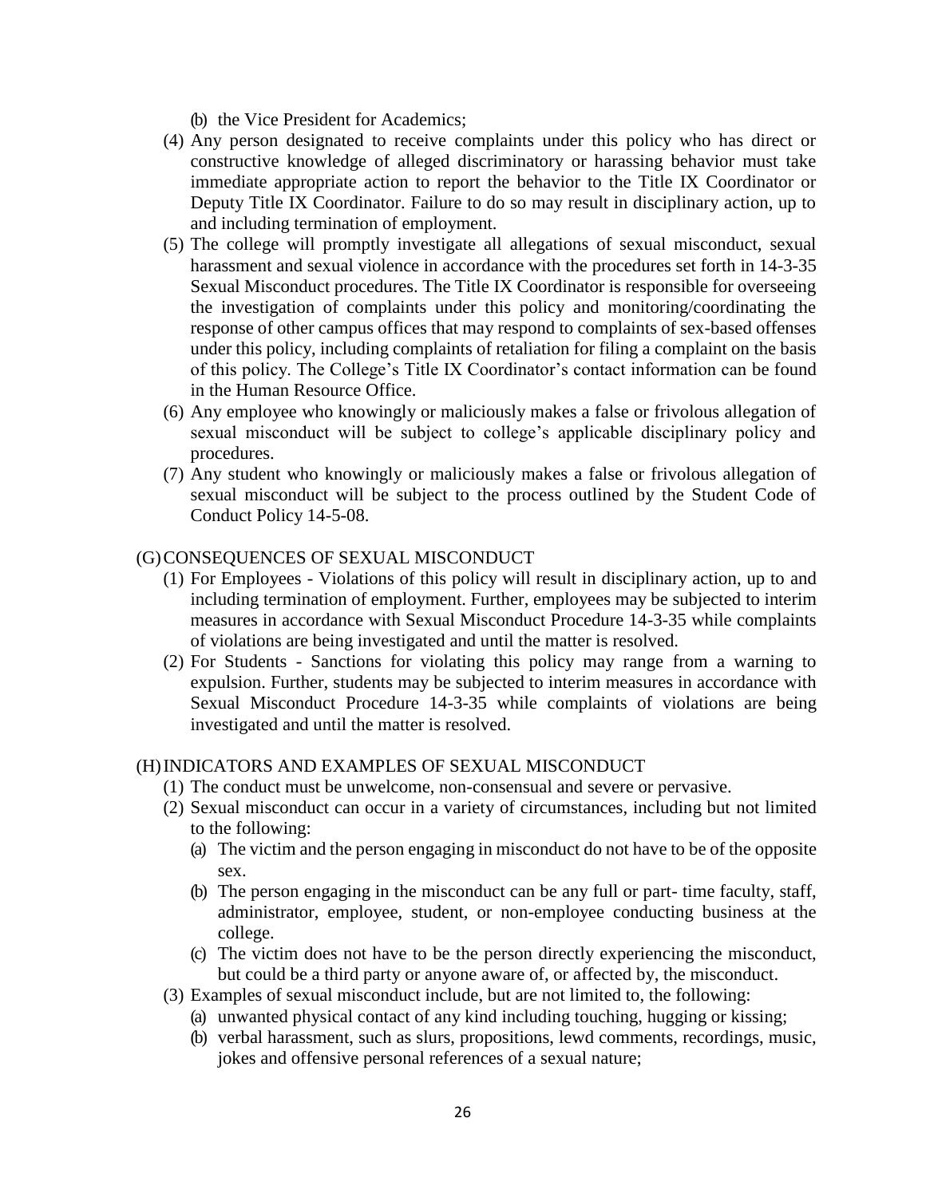(b) the Vice President for Academics;

(4) Any person designated to receive complaints under this policy who has direct or constructive knowledge of alleged discriminatory or harassing behavior must take immediate appropriate action to report the behavior to the Title IX Coordinator or Deputy Title IX Coordinator. Failure to do so may result in disciplinary action, up to and including termination of employment.

(5) The college will promptly investigate all allegations of sexual misconduct, sexual harassment and sexual violence in accordance with the procedures set forth in 14-3-35 Sexual Misconduct procedures. The Title IX Coordinator is responsible for overseeing the investigation of complaints under this policy and monitoring/coordinating the response of other campus offices that may respond to complaints of sex-based offenses under this policy, including complaints of retaliation for filing a complaint on the basis of this policy. The College's Title IX Coordinator's contact information can be found in the Human Resource Office.

(6) Any employee who knowingly or maliciously makes a false or frivolous allegation of sexual misconduct will be subject to college's applicable disciplinary policy and procedures.

(7) Any student who knowingly or maliciously makes a false or frivolous allegation of sexual misconduct will be subject to the process outlined by the Student Code of Conduct Policy 14-5-08.

(G) CONSEQUENCES OF SEXUAL MISCONDUCT

(1) For Employees - Violations of this policy will result in disciplinary action, up to and including termination of employment. Further, employees may be subjected to interim measures in accordance with Sexual Misconduct Procedure 14-3-35 while complaints of violations are being investigated and until the matter is resolved.

(2) For Students - Sanctions for violating this policy may range from a warning to expulsion. Further, students may be subjected to interim measures in accordance with Sexual Misconduct Procedure 14-3-35 while complaints of violations are being investigated and until the matter is resolved.

(H) INDICATORS AND EXAMPLES OF SEXUAL MISCONDUCT

(1) The conduct must be unwelcome, non-consensual and severe or pervasive.

(2) Sexual misconduct can occur in a variety of circumstances, including but not limited to the following:

(a) The victim and the person engaging in misconduct do not have to be of the opposite sex.

(b) The person engaging in the misconduct can be any full or part- time faculty, staff, administrator, employee, student, or non-employee conducting business at the college.

(c) The victim does not have to be the person directly experiencing the misconduct, but could be a third party or anyone aware of, or affected by, the misconduct.

(3) Examples of sexual misconduct include, but are not limited to, the following:

(a) unwanted physical contact of any kind including touching, hugging or kissing;

(b) verbal harassment, such as slurs, propositions, lewd comments, recordings, music, jokes and offensive personal references of a sexual nature;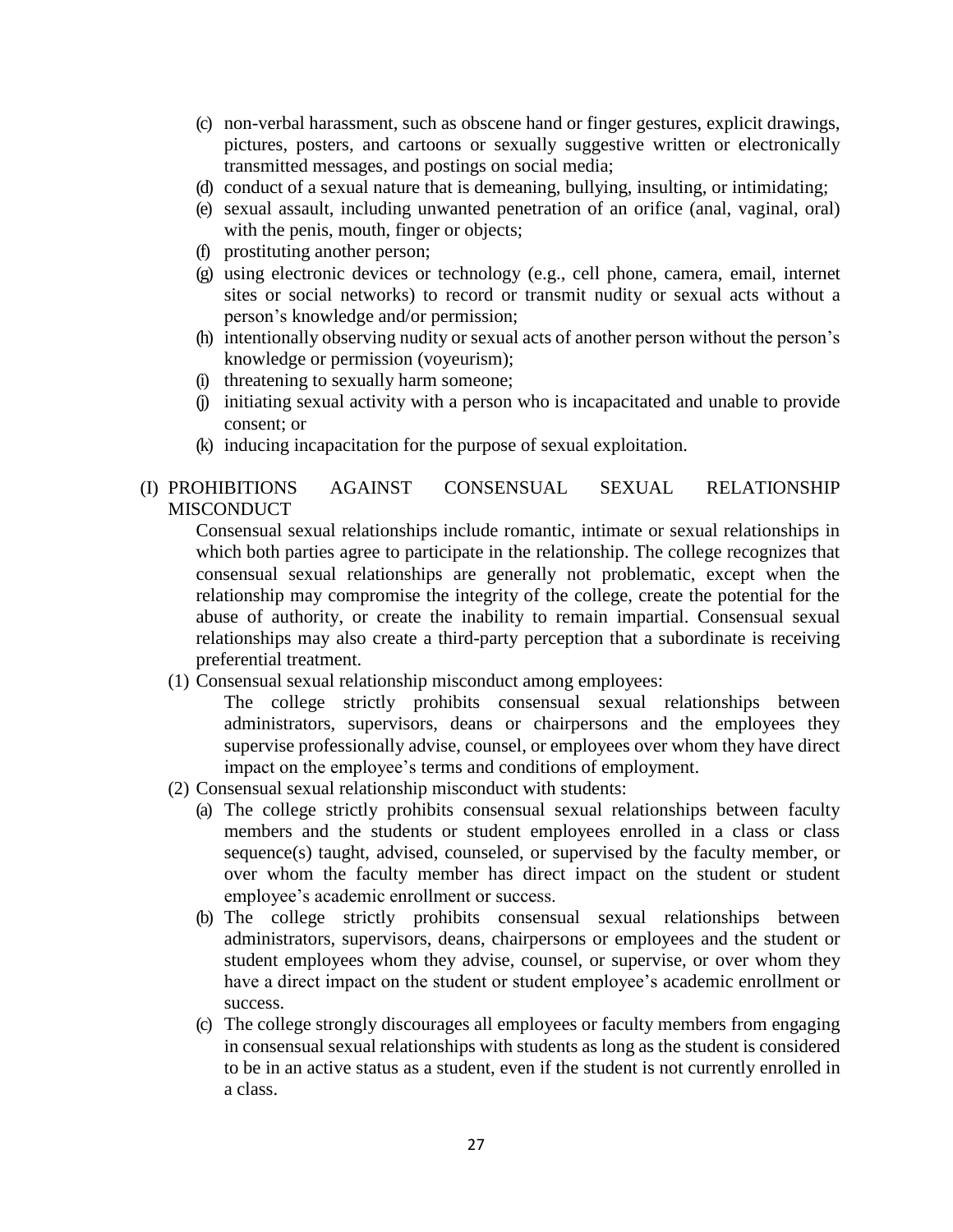(c) non-verbal harassment, such as obscene hand or finger gestures, explicit drawings, pictures, posters, and cartoons or sexually suggestive written or electronically transmitted messages, and postings on social media;

(d) conduct of a sexual nature that is demeaning, bullying, insulting, or intimidating;

(e) sexual assault, including unwanted penetration of an orifice (anal, vaginal, oral) with the penis, mouth, finger or objects;

(f) prostituting another person;

(g) using electronic devices or technology (e.g., cell phone, camera, email, internet sites or social networks) to record or transmit nudity or sexual acts without a person's knowledge and/or permission;

(h) intentionally observing nudity or sexual acts of another person without the person's knowledge or permission (voyeurism);

(i) threatening to sexually harm someone;

(j) initiating sexual activity with a person who is incapacitated and unable to provide consent; or

(k) inducing incapacitation for the purpose of sexual exploitation.

(I) PROHIBITIONS AGAINST CONSENSUAL SEXUAL RELATIONSHIP MISCONDUCT

Consensual sexual relationships include romantic, intimate or sexual relationships in which both parties agree to participate in the relationship. The college recognizes that consensual sexual relationships are generally not problematic, except when the relationship may compromise the integrity of the college, create the potential for the abuse of authority, or create the inability to remain impartial. Consensual sexual relationships may also create a third-party perception that a subordinate is receiving preferential treatment.

(1) Consensual sexual relationship misconduct among employees:

The college strictly prohibits consensual sexual relationships between administrators, supervisors, deans or chairpersons and the employees they supervise professionally advise, counsel, or employees over whom they have direct impact on the employee's terms and conditions of employment.

(2) Consensual sexual relationship misconduct with students:

(a) The college strictly prohibits consensual sexual relationships between faculty members and the students or student employees enrolled in a class or class sequence(s) taught, advised, counseled, or supervised by the faculty member, or over whom the faculty member has direct impact on the student or student employee's academic enrollment or success.

(b) The college strictly prohibits consensual sexual relationships between administrators, supervisors, deans, chairpersons or employees and the student or student employees whom they advise, counsel, or supervise, or over whom they have a direct impact on the student or student employee's academic enrollment or success.

(c) The college strongly discourages all employees or faculty members from engaging in consensual sexual relationships with students as long as the student is considered to be in an active status as a student, even if the student is not currently enrolled in a class.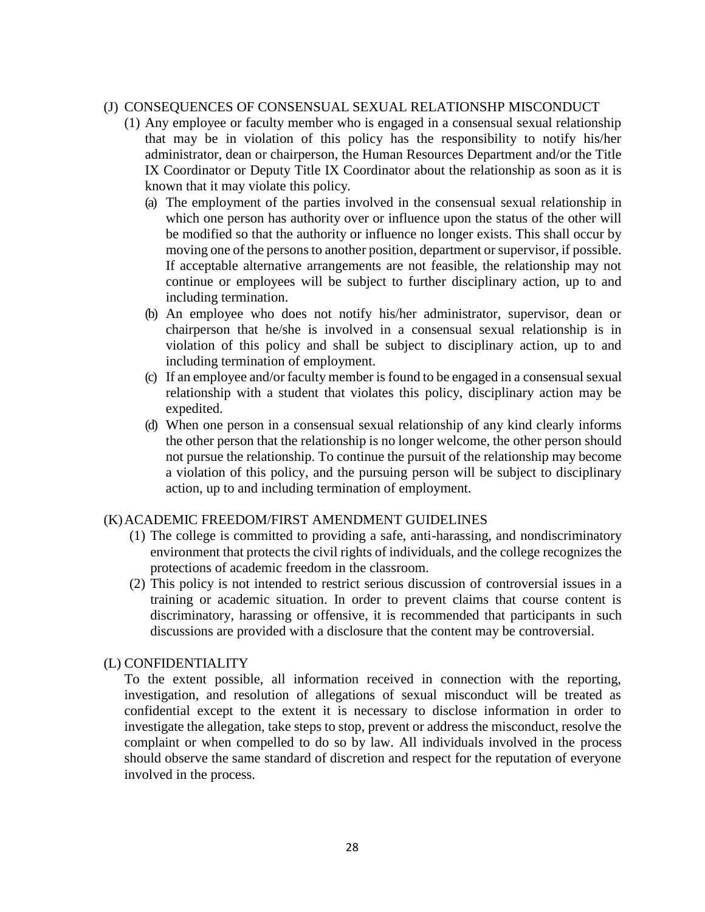### (J) CONSEQUENCES OF CONSENSUAL SEXUAL RELATIONSHP MISCONDUCT

(1) Any employee or faculty member who is engaged in a consensual sexual relationship that may be in violation of this policy has the responsibility to notify his/her administrator, dean or chairperson, the Human Resources Department and/or the Title IX Coordinator or Deputy Title IX Coordinator about the relationship as soon as it is known that it may violate this policy.

   (a) The employment of the parties involved in the consensual sexual relationship in which one person has authority over or influence upon the status of the other will be modified so that the authority or influence no longer exists. This shall occur by moving one of the persons to another position, department or supervisor, if possible. If acceptable alternative arrangements are not feasible, the relationship may not continue or employees will be subject to further disciplinary action, up to and including termination.

   (b) An employee who does not notify his/her administrator, supervisor, dean or chairperson that he/she is involved in a consensual sexual relationship is in violation of this policy and shall be subject to disciplinary action, up to and including termination of employment.

   (c) If an employee and/or faculty member is found to be engaged in a consensual sexual relationship with a student that violates this policy, disciplinary action may be expedited.

   (d) When one person in a consensual sexual relationship of any kind clearly informs the other person that the relationship is no longer welcome, the other person should not pursue the relationship. To continue the pursuit of the relationship may become a violation of this policy, and the pursuing person will be subject to disciplinary action, up to and including termination of employment.

### (K) ACADEMIC FREEDOM/FIRST AMENDMENT GUIDELINES

(1) The college is committed to providing a safe, anti-harassing, and nondiscriminatory environment that protects the civil rights of individuals, and the college recognizes the protections of academic freedom in the classroom.

(2) This policy is not intended to restrict serious discussion of controversial issues in a training or academic situation. In order to prevent claims that course content is discriminatory, harassing or offensive, it is recommended that participants in such discussions are provided with a disclosure that the content may be controversial.

### (L) CONFIDENTIALITY

To the extent possible, all information received in connection with the reporting, investigation, and resolution of allegations of sexual misconduct will be treated as confidential except to the extent it is necessary to disclose information in order to investigate the allegation, take steps to stop, prevent or address the misconduct, resolve the complaint or when compelled to do so by law. All individuals involved in the process should observe the same standard of discretion and respect for the reputation of everyone involved in the process.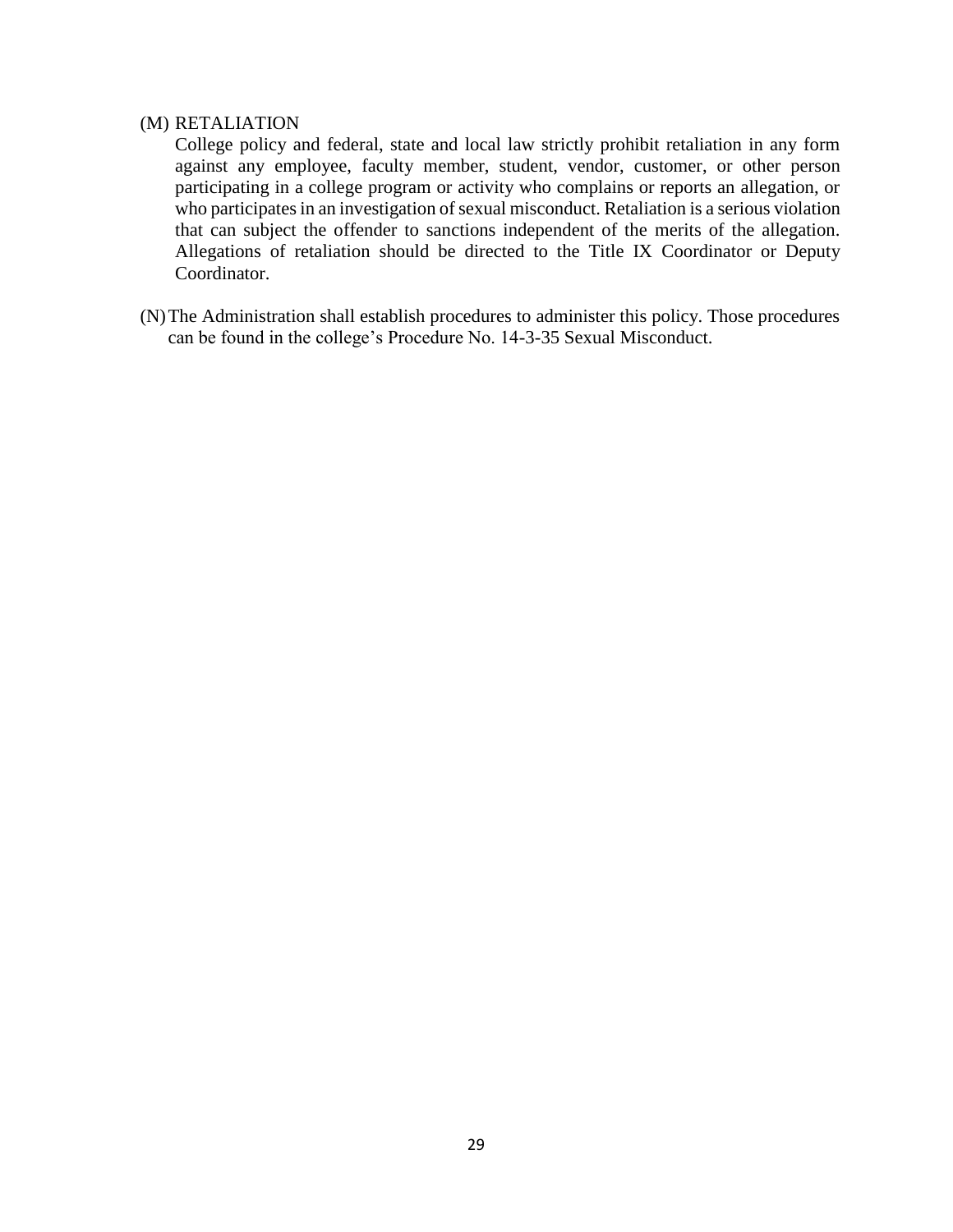(M) RETALIATION

College policy and federal, state and local law strictly prohibit retaliation in any form against any employee, faculty member, student, vendor, customer, or other person participating in a college program or activity who complains or reports an allegation, or who participates in an investigation of sexual misconduct. Retaliation is a serious violation that can subject the offender to sanctions independent of the merits of the allegation. Allegations of retaliation should be directed to the Title IX Coordinator or Deputy Coordinator.

(N) The Administration shall establish procedures to administer this policy. Those procedures can be found in the college's Procedure No. 14-3-35 Sexual Misconduct.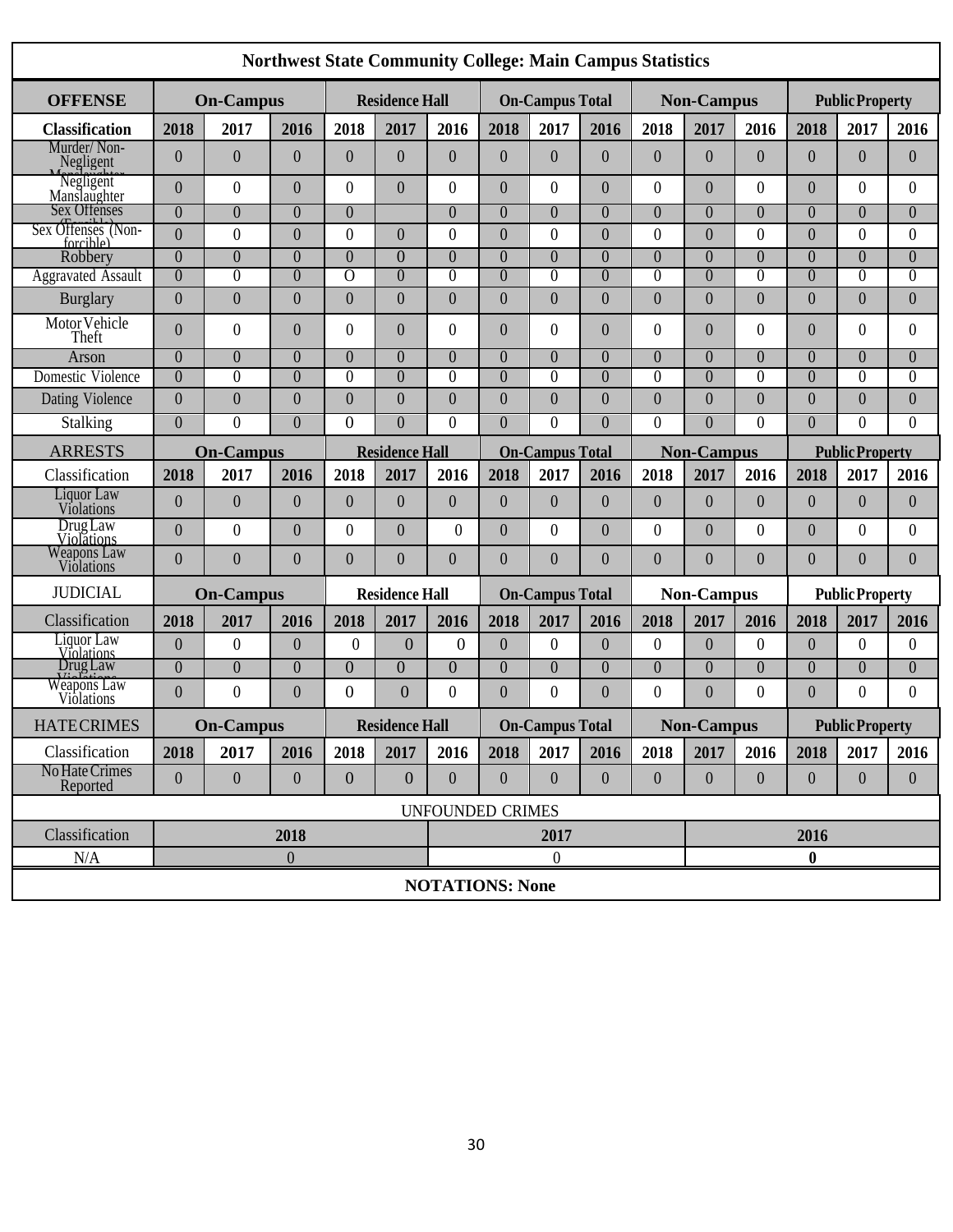## Northwest State Community College: Main Campus Statistics

| OFFENSE | On-Campus | | | Residence Hall | | | On-Campus Total | | | Non-Campus | | | Public Property | | |
|---|---|---|---|---|---|---|---|---|---|---|---|---|---|---|---|
| **Classification** | **2018** | **2017** | **2016** | **2018** | **2017** | **2016** | **2018** | **2017** | **2016** | **2018** | **2017** | **2016** | **2018** | **2017** | **2016** |
| Murder/ Non-Negligent Manslaughter | 0 | 0 | 0 | 0 | 0 | 0 | 0 | 0 | 0 | 0 | 0 | 0 | 0 | 0 | 0 |
| Negligent Manslaughter | 0 | 0 | 0 | 0 | 0 | 0 | 0 | 0 | 0 | 0 | 0 | 0 | 0 | 0 | 0 |
| Sex Offenses (Forcible) | 0 | 0 | 0 | 0 | | 0 | 0 | 0 | 0 | 0 | 0 | 0 | 0 | 0 | 0 |
| Sex Offenses (Non-forcible) | 0 | 0 | 0 | 0 | 0 | 0 | 0 | 0 | 0 | 0 | 0 | 0 | 0 | 0 | 0 |
| Robbery | 0 | 0 | 0 | 0 | 0 | 0 | 0 | 0 | 0 | 0 | 0 | 0 | 0 | 0 | 0 |
| Aggravated Assault | 0 | 0 | 0 | O | 0 | 0 | 0 | 0 | 0 | 0 | 0 | 0 | 0 | 0 | 0 |
| Burglary | 0 | 0 | 0 | 0 | 0 | 0 | 0 | 0 | 0 | 0 | 0 | 0 | 0 | 0 | 0 |
| Motor Vehicle Theft | 0 | 0 | 0 | 0 | 0 | 0 | 0 | 0 | 0 | 0 | 0 | 0 | 0 | 0 | 0 |
| Arson | 0 | 0 | 0 | 0 | 0 | 0 | 0 | 0 | 0 | 0 | 0 | 0 | 0 | 0 | 0 |
| Domestic Violence | 0 | 0 | 0 | 0 | 0 | 0 | 0 | 0 | 0 | 0 | 0 | 0 | 0 | 0 | 0 |
| Dating Violence | 0 | 0 | 0 | 0 | 0 | 0 | 0 | 0 | 0 | 0 | 0 | 0 | 0 | 0 | 0 |
| Stalking | 0 | 0 | 0 | 0 | 0 | 0 | 0 | 0 | 0 | 0 | 0 | 0 | 0 | 0 | 0 |
| ARRESTS | **On-Campus** | | | **Residence Hall** | | | **On-Campus Total** | | | **Non-Campus** | | | **Public Property** | | |
| Classification | **2018** | **2017** | **2016** | **2018** | **2017** | **2016** | **2018** | **2017** | **2016** | **2018** | **2017** | **2016** | **2018** | **2017** | **2016** |
| Liquor Law Violations | 0 | 0 | 0 | 0 | 0 | 0 | 0 | 0 | 0 | 0 | 0 | 0 | 0 | 0 | 0 |
| Drug Law Violations | 0 | 0 | 0 | 0 | 0 | 0 | 0 | 0 | 0 | 0 | 0 | 0 | 0 | 0 | 0 |
| Weapons Law Violations | 0 | 0 | 0 | 0 | 0 | 0 | 0 | 0 | 0 | 0 | 0 | 0 | 0 | 0 | 0 |
| JUDICIAL | **On-Campus** | | | **Residence Hall** | | | **On-Campus Total** | | | **Non-Campus** | | | **Public Property** | | |
| Classification | **2018** | **2017** | **2016** | **2018** | **2017** | **2016** | **2018** | **2017** | **2016** | **2018** | **2017** | **2016** | **2018** | **2017** | **2016** |
| Liquor Law Violations | 0 | 0 | 0 | 0 | 0 | 0 | 0 | 0 | 0 | 0 | 0 | 0 | 0 | 0 | 0 |
| Drug Law Violations | 0 | 0 | 0 | 0 | 0 | 0 | 0 | 0 | 0 | 0 | 0 | 0 | 0 | 0 | 0 |
| Weapons Law Violations | 0 | 0 | 0 | 0 | 0 | 0 | 0 | 0 | 0 | 0 | 0 | 0 | 0 | 0 | 0 |
| HATE CRIMES | **On-Campus** | | | **Residence Hall** | | | **On-Campus Total** | | | **Non-Campus** | | | **Public Property** | | |
| Classification | **2018** | **2017** | **2016** | **2018** | **2017** | **2016** | **2018** | **2017** | **2016** | **2018** | **2017** | **2016** | **2018** | **2017** | **2016** |
| No Hate Crimes Reported | 0 | 0 | 0 | 0 | 0 | 0 | 0 | 0 | 0 | 0 | 0 | 0 | 0 | 0 | 0 |

| UNFOUNDED CRIMES | | | |
|---|---|---|---|
| Classification | **2018** | **2017** | **2016** |
| N/A | 0 | 0 | **0** |

**NOTATIONS: None**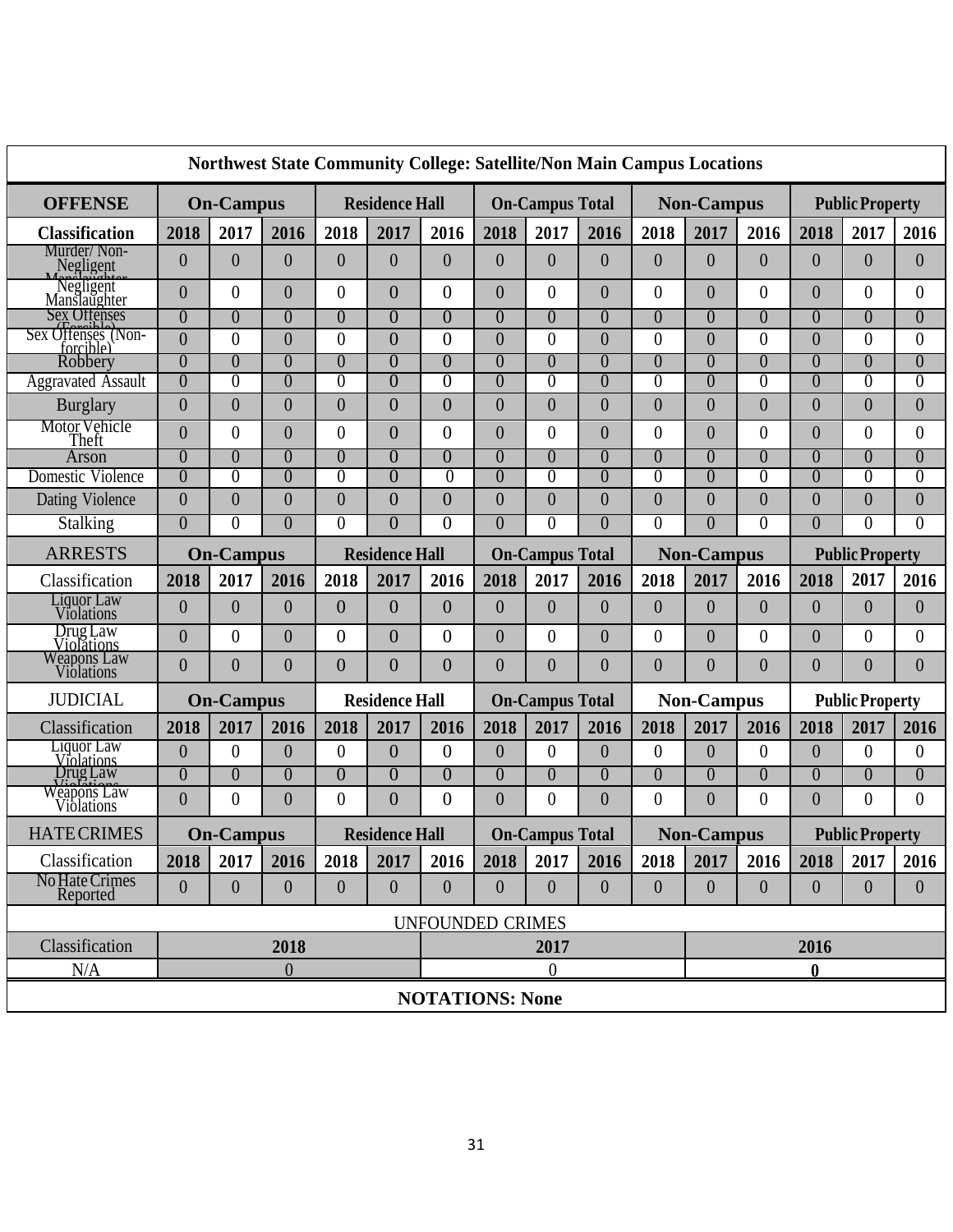| Northwest State Community College: Satellite/Non Main Campus Locations | | | | | | | | | | | | | | | |
|---|---|---|---|---|---|---|---|---|---|---|---|---|---|---|---|
| **OFFENSE** | **On-Campus** | | | **Residence Hall** | | | **On-Campus Total** | | | **Non-Campus** | | | **Public Property** | | |
| **Classification** | **2018** | **2017** | **2016** | **2018** | **2017** | **2016** | **2018** | **2017** | **2016** | **2018** | **2017** | **2016** | **2018** | **2017** | **2016** |
| Murder/ Non-Negligent Manslaughter | 0 | 0 | 0 | 0 | 0 | 0 | 0 | 0 | 0 | 0 | 0 | 0 | 0 | 0 | 0 |
| Negligent Manslaughter | 0 | 0 | 0 | 0 | 0 | 0 | 0 | 0 | 0 | 0 | 0 | 0 | 0 | 0 | 0 |
| Sex Offenses (Forcible) | 0 | 0 | 0 | 0 | 0 | 0 | 0 | 0 | 0 | 0 | 0 | 0 | 0 | 0 | 0 |
| Sex Offenses (Non-forcible) | 0 | 0 | 0 | 0 | 0 | 0 | 0 | 0 | 0 | 0 | 0 | 0 | 0 | 0 | 0 |
| Robbery | 0 | 0 | 0 | 0 | 0 | 0 | 0 | 0 | 0 | 0 | 0 | 0 | 0 | 0 | 0 |
| Aggravated Assault | 0 | 0 | 0 | 0 | 0 | 0 | 0 | 0 | 0 | 0 | 0 | 0 | 0 | 0 | 0 |
| Burglary | 0 | 0 | 0 | 0 | 0 | 0 | 0 | 0 | 0 | 0 | 0 | 0 | 0 | 0 | 0 |
| Motor Vehicle Theft | 0 | 0 | 0 | 0 | 0 | 0 | 0 | 0 | 0 | 0 | 0 | 0 | 0 | 0 | 0 |
| Arson | 0 | 0 | 0 | 0 | 0 | 0 | 0 | 0 | 0 | 0 | 0 | 0 | 0 | 0 | 0 |
| Domestic Violence | 0 | 0 | 0 | 0 | 0 | 0 | 0 | 0 | 0 | 0 | 0 | 0 | 0 | 0 | 0 |
| Dating Violence | 0 | 0 | 0 | 0 | 0 | 0 | 0 | 0 | 0 | 0 | 0 | 0 | 0 | 0 | 0 |
| Stalking | 0 | 0 | 0 | 0 | 0 | 0 | 0 | 0 | 0 | 0 | 0 | 0 | 0 | 0 | 0 |
| ARRESTS | **On-Campus** | | | **Residence Hall** | | | **On-Campus Total** | | | **Non-Campus** | | | **Public Property** | | |
| Classification | **2018** | **2017** | **2016** | **2018** | **2017** | **2016** | **2018** | **2017** | **2016** | **2018** | **2017** | **2016** | **2018** | **2017** | **2016** |
| Liquor Law Violations | 0 | 0 | 0 | 0 | 0 | 0 | 0 | 0 | 0 | 0 | 0 | 0 | 0 | 0 | 0 |
| Drug Law Violations | 0 | 0 | 0 | 0 | 0 | 0 | 0 | 0 | 0 | 0 | 0 | 0 | 0 | 0 | 0 |
| Weapons Law Violations | 0 | 0 | 0 | 0 | 0 | 0 | 0 | 0 | 0 | 0 | 0 | 0 | 0 | 0 | 0 |
| JUDICIAL | **On-Campus** | | | **Residence Hall** | | | **On-Campus Total** | | | **Non-Campus** | | | **Public Property** | | |
| Classification | **2018** | **2017** | **2016** | **2018** | **2017** | **2016** | **2018** | **2017** | **2016** | **2018** | **2017** | **2016** | **2018** | **2017** | **2016** |
| Liquor Law Violations | 0 | 0 | 0 | 0 | 0 | 0 | 0 | 0 | 0 | 0 | 0 | 0 | 0 | 0 | 0 |
| Drug Law Violations | 0 | 0 | 0 | 0 | 0 | 0 | 0 | 0 | 0 | 0 | 0 | 0 | 0 | 0 | 0 |
| Weapons Law Violations | 0 | 0 | 0 | 0 | 0 | 0 | 0 | 0 | 0 | 0 | 0 | 0 | 0 | 0 | 0 |
| HATE CRIMES | **On-Campus** | | | **Residence Hall** | | | **On-Campus Total** | | | **Non-Campus** | | | **Public Property** | | |
| Classification | **2018** | **2017** | **2016** | **2018** | **2017** | **2016** | **2018** | **2017** | **2016** | **2018** | **2017** | **2016** | **2018** | **2017** | **2016** |
| No Hate Crimes Reported | 0 | 0 | 0 | 0 | 0 | 0 | 0 | 0 | 0 | 0 | 0 | 0 | 0 | 0 | 0 |

| UNFOUNDED CRIMES | | | |
|---|---|---|---|
| Classification | **2018** | **2017** | **2016** |
| N/A | 0 | 0 | **0** |

**NOTATIONS: None**